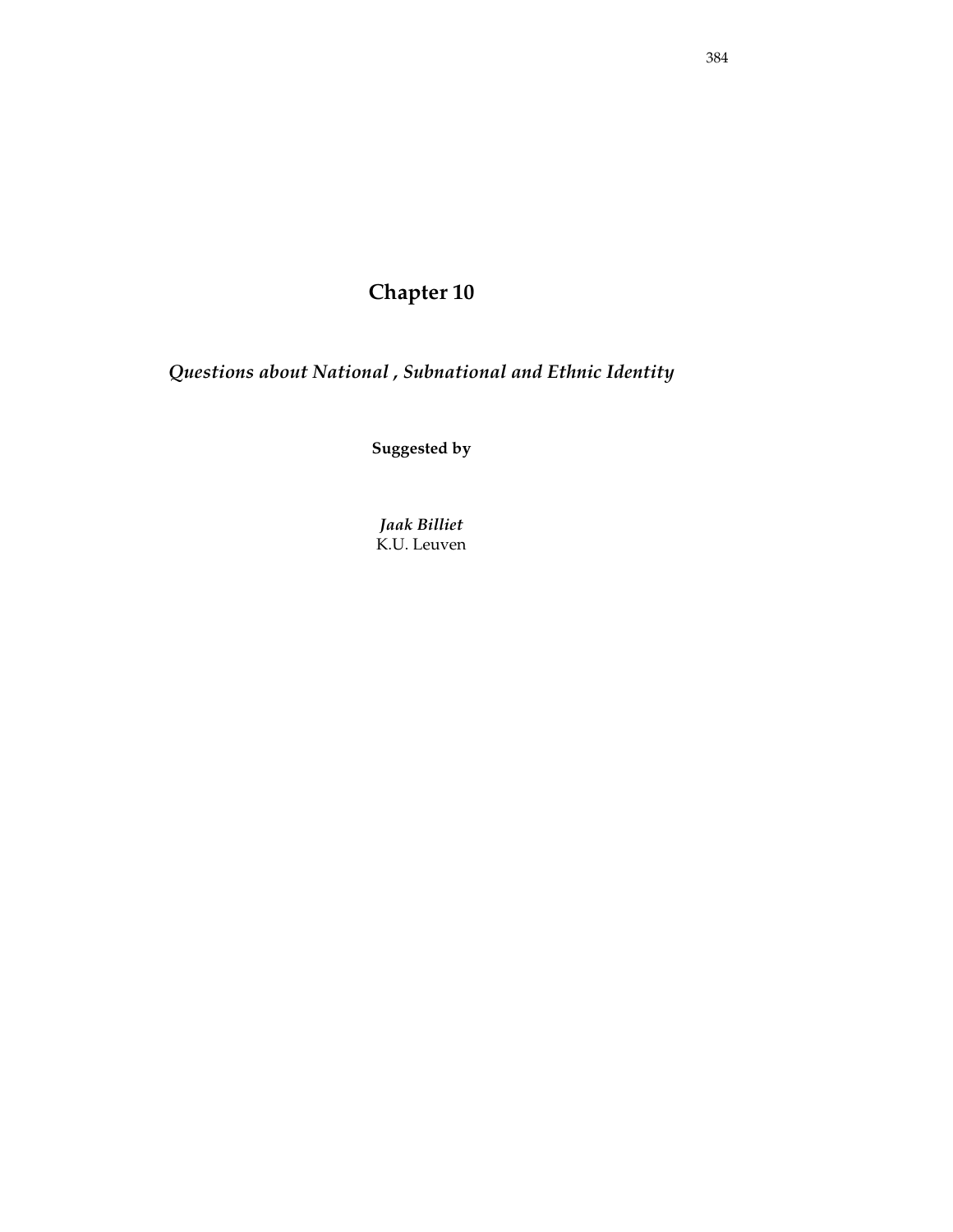# Chapter 10

## *Questions about National , Subnational and Ethnic Identity*

**Suggested by**

***Jaak Billiet***
K.U. Leuven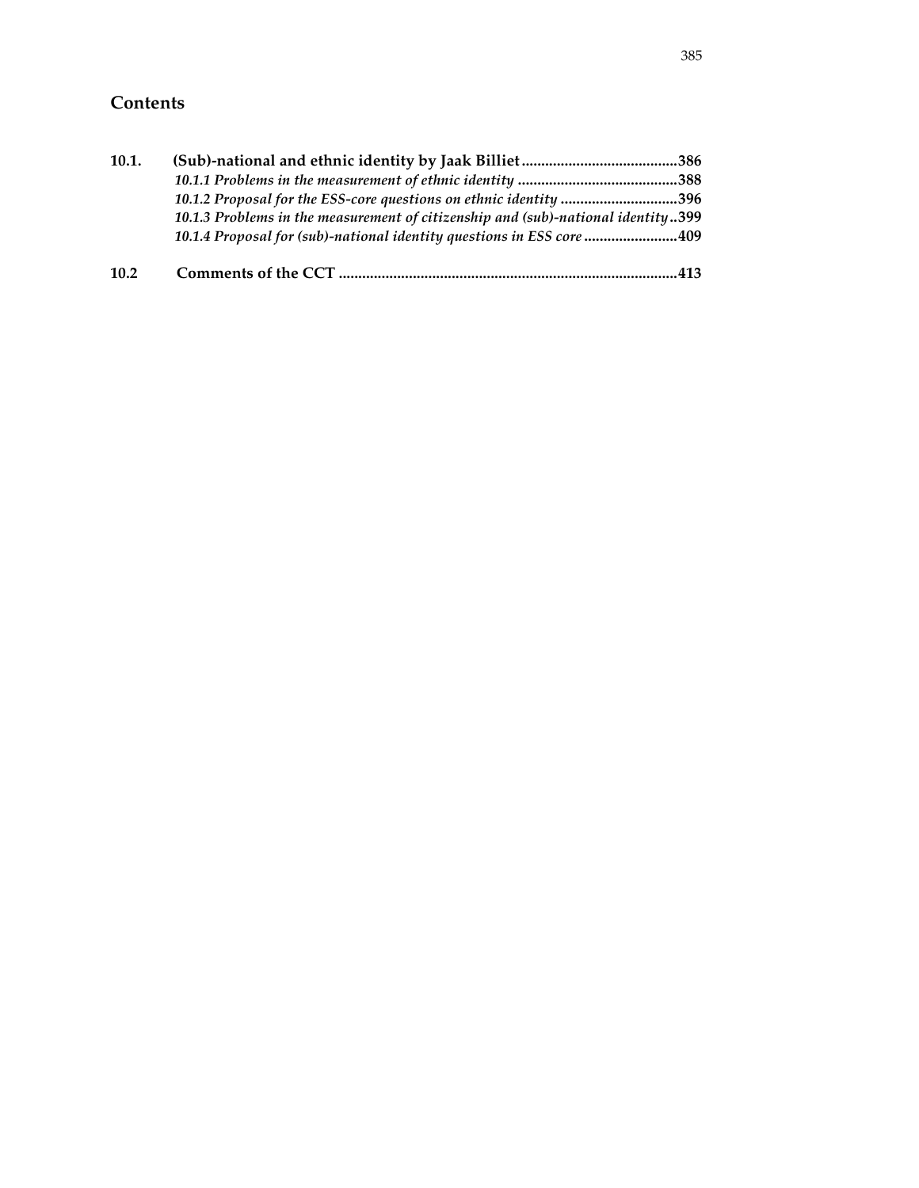## Contents

**10.1. (Sub)-national and ethnic identity by Jaak Billiet ........................................386**

*10.1.1 Problems in the measurement of ethnic identity .........................................388*

*10.1.2 Proposal for the ESS-core questions on ethnic identity ..............................396*

*10.1.3 Problems in the measurement of citizenship and (sub)-national identity..399*

*10.1.4 Proposal for (sub)-national identity questions in ESS core ........................409*

**10.2 Comments of the CCT .......................................................................................413**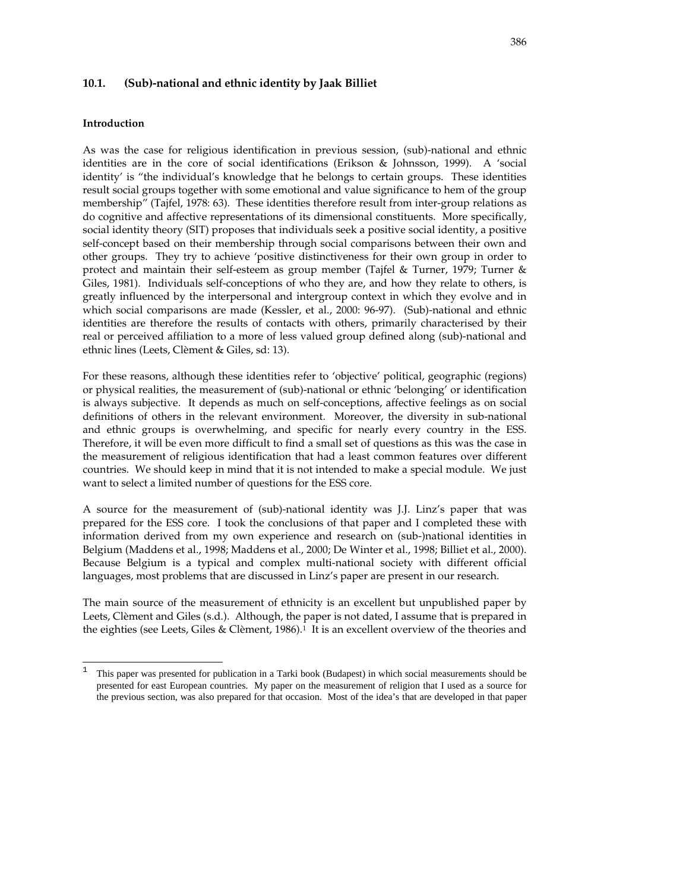### 10.1. (Sub)-national and ethnic identity by Jaak Billiet

#### Introduction

As was the case for religious identification in previous session, (sub)-national and ethnic identities are in the core of social identifications (Erikson & Johnsson, 1999). A 'social identity' is "the individual's knowledge that he belongs to certain groups. These identities result social groups together with some emotional and value significance to hem of the group membership" (Tajfel, 1978: 63). These identities therefore result from inter-group relations as do cognitive and affective representations of its dimensional constituents. More specifically, social identity theory (SIT) proposes that individuals seek a positive social identity, a positive self-concept based on their membership through social comparisons between their own and other groups. They try to achieve 'positive distinctiveness for their own group in order to protect and maintain their self-esteem as group member (Tajfel & Turner, 1979; Turner & Giles, 1981). Individuals self-conceptions of who they are, and how they relate to others, is greatly influenced by the interpersonal and intergroup context in which they evolve and in which social comparisons are made (Kessler, et al., 2000: 96-97). (Sub)-national and ethnic identities are therefore the results of contacts with others, primarily characterised by their real or perceived affiliation to a more of less valued group defined along (sub)-national and ethnic lines (Leets, Clèment & Giles, sd: 13).

For these reasons, although these identities refer to 'objective' political, geographic (regions) or physical realities, the measurement of (sub)-national or ethnic 'belonging' or identification is always subjective. It depends as much on self-conceptions, affective feelings as on social definitions of others in the relevant environment. Moreover, the diversity in sub-national and ethnic groups is overwhelming, and specific for nearly every country in the ESS. Therefore, it will be even more difficult to find a small set of questions as this was the case in the measurement of religious identification that had a least common features over different countries. We should keep in mind that it is not intended to make a special module. We just want to select a limited number of questions for the ESS core.

A source for the measurement of (sub)-national identity was J.J. Linz's paper that was prepared for the ESS core. I took the conclusions of that paper and I completed these with information derived from my own experience and research on (sub-)national identities in Belgium (Maddens et al., 1998; Maddens et al., 2000; De Winter et al., 1998; Billiet et al., 2000). Because Belgium is a typical and complex multi-national society with different official languages, most problems that are discussed in Linz's paper are present in our research.

The main source of the measurement of ethnicity is an excellent but unpublished paper by Leets, Clèment and Giles (s.d.). Although, the paper is not dated, I assume that is prepared in the eighties (see Leets, Giles & Clèment, 1986).[1] It is an excellent overview of the theories and

[1] This paper was presented for publication in a Tarki book (Budapest) in which social measurements should be presented for east European countries. My paper on the measurement of religion that I used as a source for the previous section, was also prepared for that occasion. Most of the idea's that are developed in that paper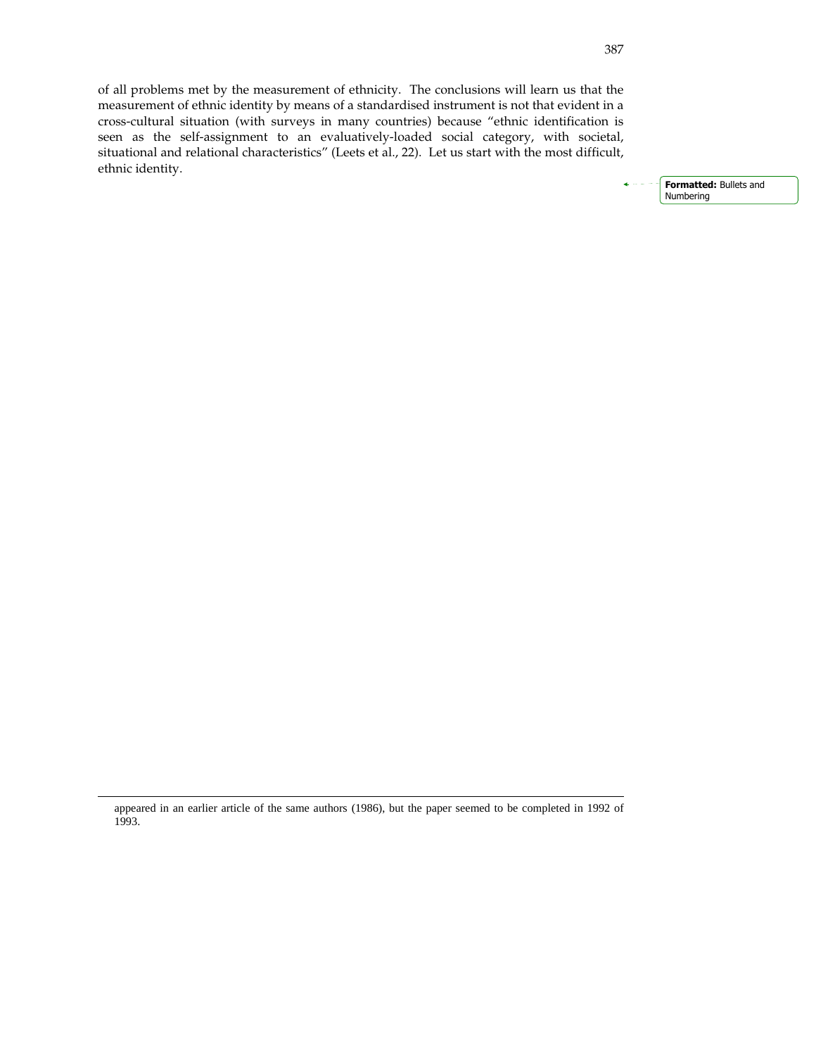of all problems met by the measurement of ethnicity. The conclusions will learn us that the measurement of ethnic identity by means of a standardised instrument is not that evident in a cross-cultural situation (with surveys in many countries) because "ethnic identification is seen as the self-assignment to an evaluatively-loaded social category, with societal, situational and relational characteristics" (Leets et al., 22). Let us start with the most difficult, ethnic identity.

---

appeared in an earlier article of the same authors (1986), but the paper seemed to be completed in 1992 of 1993.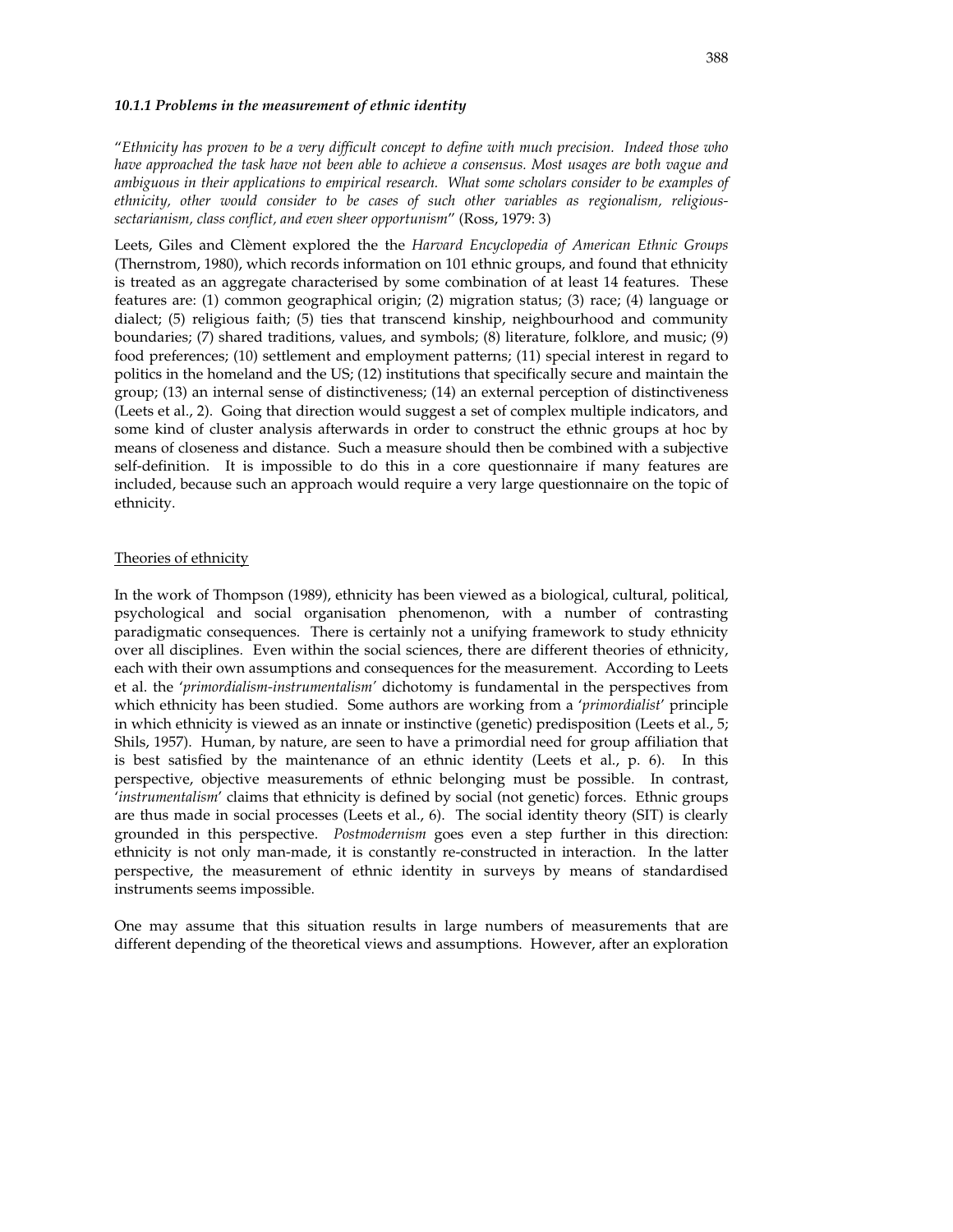#### *10.1.1 Problems in the measurement of ethnic identity*

"*Ethnicity has proven to be a very difficult concept to define with much precision. Indeed those who have approached the task have not been able to achieve a consensus. Most usages are both vague and ambiguous in their applications to empirical research. What some scholars consider to be examples of ethnicity, other would consider to be cases of such other variables as regionalism, religious-sectarianism, class conflict, and even sheer opportunism*" (Ross, 1979: 3)

Leets, Giles and Clèment explored the the *Harvard Encyclopedia of American Ethnic Groups* (Thernstrom, 1980), which records information on 101 ethnic groups, and found that ethnicity is treated as an aggregate characterised by some combination of at least 14 features. These features are: (1) common geographical origin; (2) migration status; (3) race; (4) language or dialect; (5) religious faith; (5) ties that transcend kinship, neighbourhood and community boundaries; (7) shared traditions, values, and symbols; (8) literature, folklore, and music; (9) food preferences; (10) settlement and employment patterns; (11) special interest in regard to politics in the homeland and the US; (12) institutions that specifically secure and maintain the group; (13) an internal sense of distinctiveness; (14) an external perception of distinctiveness (Leets et al., 2). Going that direction would suggest a set of complex multiple indicators, and some kind of cluster analysis afterwards in order to construct the ethnic groups at hoc by means of closeness and distance. Such a measure should then be combined with a subjective self-definition. It is impossible to do this in a core questionnaire if many features are included, because such an approach would require a very large questionnaire on the topic of ethnicity.

<u>Theories of ethnicity</u>

In the work of Thompson (1989), ethnicity has been viewed as a biological, cultural, political, psychological and social organisation phenomenon, with a number of contrasting paradigmatic consequences. There is certainly not a unifying framework to study ethnicity over all disciplines. Even within the social sciences, there are different theories of ethnicity, each with their own assumptions and consequences for the measurement. According to Leets et al. the '*primordialism-instrumentalism*' dichotomy is fundamental in the perspectives from which ethnicity has been studied. Some authors are working from a '*primordialist*' principle in which ethnicity is viewed as an innate or instinctive (genetic) predisposition (Leets et al., 5; Shils, 1957). Human, by nature, are seen to have a primordial need for group affiliation that is best satisfied by the maintenance of an ethnic identity (Leets et al., p. 6). In this perspective, objective measurements of ethnic belonging must be possible. In contrast, '*instrumentalism*' claims that ethnicity is defined by social (not genetic) forces. Ethnic groups are thus made in social processes (Leets et al., 6). The social identity theory (SIT) is clearly grounded in this perspective. *Postmodernism* goes even a step further in this direction: ethnicity is not only man-made, it is constantly re-constructed in interaction. In the latter perspective, the measurement of ethnic identity in surveys by means of standardised instruments seems impossible.

One may assume that this situation results in large numbers of measurements that are different depending of the theoretical views and assumptions. However, after an exploration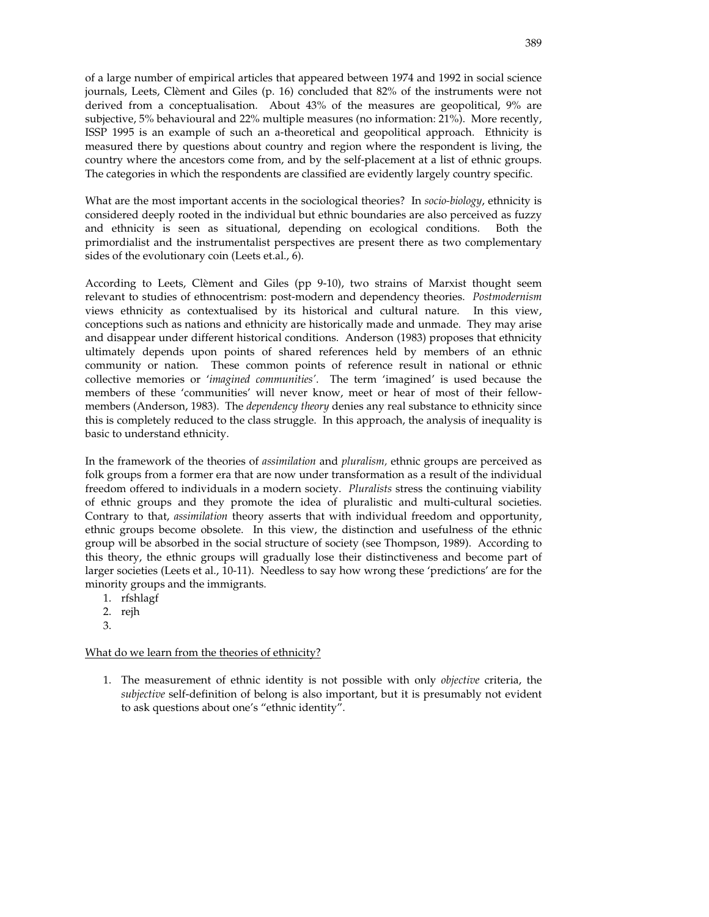of a large number of empirical articles that appeared between 1974 and 1992 in social science journals, Leets, Clèment and Giles (p. 16) concluded that 82% of the instruments were not derived from a conceptualisation. About 43% of the measures are geopolitical, 9% are subjective, 5% behavioural and 22% multiple measures (no information: 21%). More recently, ISSP 1995 is an example of such an a-theoretical and geopolitical approach. Ethnicity is measured there by questions about country and region where the respondent is living, the country where the ancestors come from, and by the self-placement at a list of ethnic groups. The categories in which the respondents are classified are evidently largely country specific.

What are the most important accents in the sociological theories? In *socio-biology*, ethnicity is considered deeply rooted in the individual but ethnic boundaries are also perceived as fuzzy and ethnicity is seen as situational, depending on ecological conditions. Both the primordialist and the instrumentalist perspectives are present there as two complementary sides of the evolutionary coin (Leets et.al., 6).

According to Leets, Clèment and Giles (pp 9-10), two strains of Marxist thought seem relevant to studies of ethnocentrism: post-modern and dependency theories. *Postmodernism* views ethnicity as contextualised by its historical and cultural nature. In this view, conceptions such as nations and ethnicity are historically made and unmade. They may arise and disappear under different historical conditions. Anderson (1983) proposes that ethnicity ultimately depends upon points of shared references held by members of an ethnic community or nation. These common points of reference result in national or ethnic collective memories or '*imagined communities*'. The term 'imagined' is used because the members of these 'communities' will never know, meet or hear of most of their fellow-members (Anderson, 1983). The *dependency theory* denies any real substance to ethnicity since this is completely reduced to the class struggle. In this approach, the analysis of inequality is basic to understand ethnicity.

In the framework of the theories of *assimilation* and *pluralism,* ethnic groups are perceived as folk groups from a former era that are now under transformation as a result of the individual freedom offered to individuals in a modern society. *Pluralists* stress the continuing viability of ethnic groups and they promote the idea of pluralistic and multi-cultural societies. Contrary to that, *assimilation* theory asserts that with individual freedom and opportunity, ethnic groups become obsolete. In this view, the distinction and usefulness of the ethnic group will be absorbed in the social structure of society (see Thompson, 1989). According to this theory, the ethnic groups will gradually lose their distinctiveness and become part of larger societies (Leets et al., 10-11). Needless to say how wrong these 'predictions' are for the minority groups and the immigrants.

1. rfshlagf
2. rejh
3. 

What do we learn from the theories of ethnicity?

1. The measurement of ethnic identity is not possible with only *objective* criteria, the *subjective* self-definition of belong is also important, but it is presumably not evident to ask questions about one's "ethnic identity".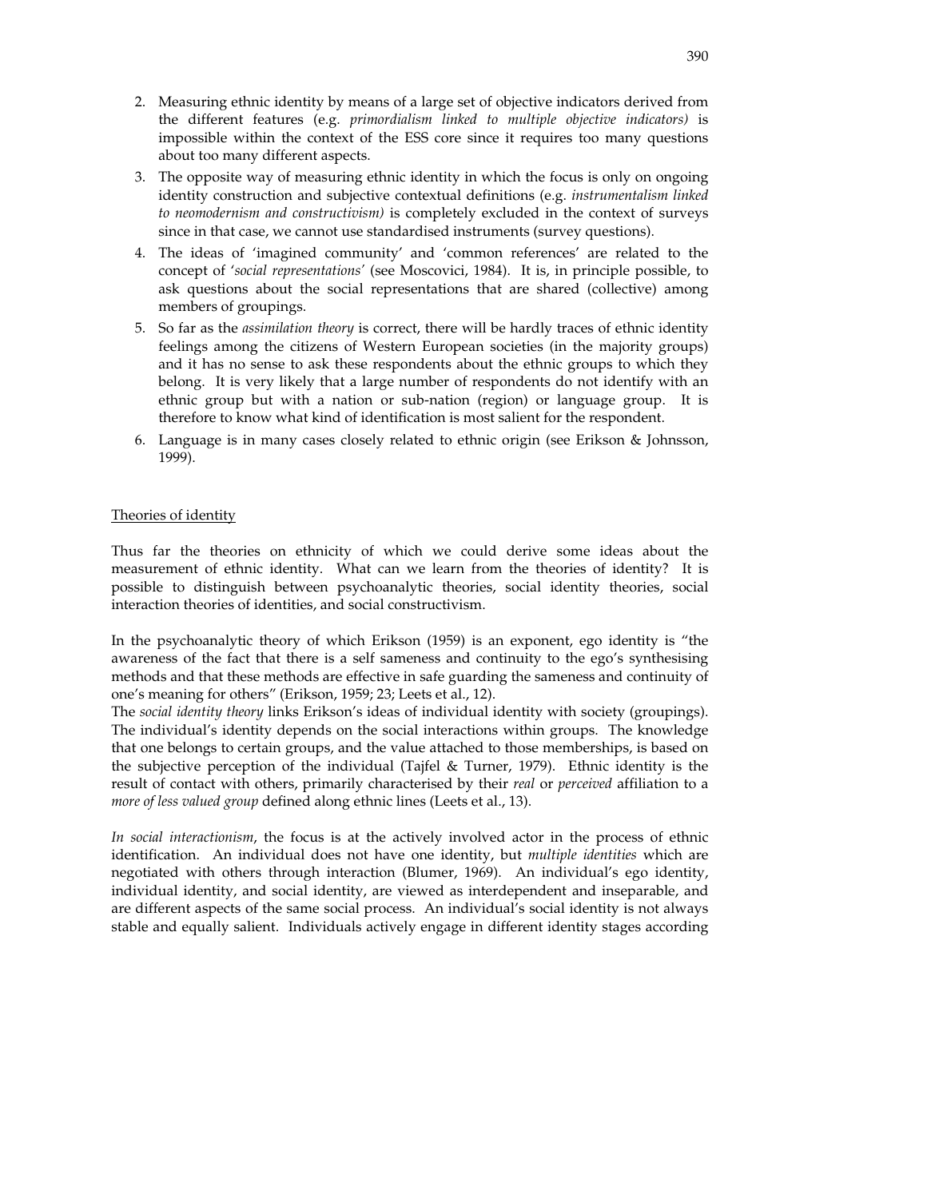2. Measuring ethnic identity by means of a large set of objective indicators derived from the different features (e.g. *primordialism linked to multiple objective indicators)* is impossible within the context of the ESS core since it requires too many questions about too many different aspects.
3. The opposite way of measuring ethnic identity in which the focus is only on ongoing identity construction and subjective contextual definitions (e.g. *instrumentalism linked to neomodernism and constructivism)* is completely excluded in the context of surveys since in that case, we cannot use standardised instruments (survey questions).
4. The ideas of 'imagined community' and 'common references' are related to the concept of '*social representations'* (see Moscovici, 1984). It is, in principle possible, to ask questions about the social representations that are shared (collective) among members of groupings.
5. So far as the *assimilation theory* is correct, there will be hardly traces of ethnic identity feelings among the citizens of Western European societies (in the majority groups) and it has no sense to ask these respondents about the ethnic groups to which they belong. It is very likely that a large number of respondents do not identify with an ethnic group but with a nation or sub-nation (region) or language group. It is therefore to know what kind of identification is most salient for the respondent.
6. Language is in many cases closely related to ethnic origin (see Erikson & Johnsson, 1999).

## Theories of identity

Thus far the theories on ethnicity of which we could derive some ideas about the measurement of ethnic identity. What can we learn from the theories of identity? It is possible to distinguish between psychoanalytic theories, social identity theories, social interaction theories of identities, and social constructivism.

In the psychoanalytic theory of which Erikson (1959) is an exponent, ego identity is "the awareness of the fact that there is a self sameness and continuity to the ego's synthesising methods and that these methods are effective in safe guarding the sameness and continuity of one's meaning for others" (Erikson, 1959; 23; Leets et al., 12).

The *social identity theory* links Erikson's ideas of individual identity with society (groupings). The individual's identity depends on the social interactions within groups. The knowledge that one belongs to certain groups, and the value attached to those memberships, is based on the subjective perception of the individual (Tajfel & Turner, 1979). Ethnic identity is the result of contact with others, primarily characterised by their *real* or *perceived* affiliation to a *more of less valued group* defined along ethnic lines (Leets et al., 13).

*In social interactionism*, the focus is at the actively involved actor in the process of ethnic identification. An individual does not have one identity, but *multiple identities* which are negotiated with others through interaction (Blumer, 1969). An individual's ego identity, individual identity, and social identity, are viewed as interdependent and inseparable, and are different aspects of the same social process. An individual's social identity is not always stable and equally salient. Individuals actively engage in different identity stages according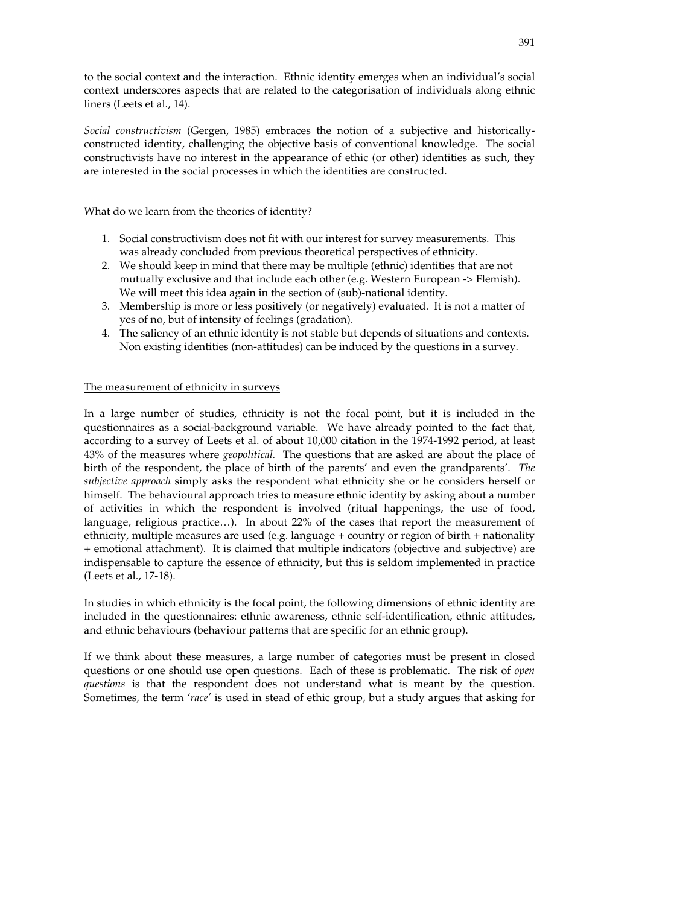to the social context and the interaction. Ethnic identity emerges when an individual's social context underscores aspects that are related to the categorisation of individuals along ethnic liners (Leets et al., 14).

*Social constructivism* (Gergen, 1985) embraces the notion of a subjective and historically-constructed identity, challenging the objective basis of conventional knowledge. The social constructivists have no interest in the appearance of ethic (or other) identities as such, they are interested in the social processes in which the identities are constructed.

<u>What do we learn from the theories of identity?</u>

1. Social constructivism does not fit with our interest for survey measurements. This was already concluded from previous theoretical perspectives of ethnicity.
2. We should keep in mind that there may be multiple (ethnic) identities that are not mutually exclusive and that include each other (e.g. Western European -> Flemish). We will meet this idea again in the section of (sub)-national identity.
3. Membership is more or less positively (or negatively) evaluated. It is not a matter of yes of no, but of intensity of feelings (gradation).
4. The saliency of an ethnic identity is not stable but depends of situations and contexts. Non existing identities (non-attitudes) can be induced by the questions in a survey.

<u>The measurement of ethnicity in surveys</u>

In a large number of studies, ethnicity is not the focal point, but it is included in the questionnaires as a social-background variable. We have already pointed to the fact that, according to a survey of Leets et al. of about 10,000 citation in the 1974-1992 period, at least 43% of the measures where *geopolitical.* The questions that are asked are about the place of birth of the respondent, the place of birth of the parents' and even the grandparents'. *The subjective approach* simply asks the respondent what ethnicity she or he considers herself or himself. The behavioural approach tries to measure ethnic identity by asking about a number of activities in which the respondent is involved (ritual happenings, the use of food, language, religious practice…). In about 22% of the cases that report the measurement of ethnicity, multiple measures are used (e.g. language + country or region of birth + nationality + emotional attachment). It is claimed that multiple indicators (objective and subjective) are indispensable to capture the essence of ethnicity, but this is seldom implemented in practice (Leets et al., 17-18).

In studies in which ethnicity is the focal point, the following dimensions of ethnic identity are included in the questionnaires: ethnic awareness, ethnic self-identification, ethnic attitudes, and ethnic behaviours (behaviour patterns that are specific for an ethnic group).

If we think about these measures, a large number of categories must be present in closed questions or one should use open questions. Each of these is problematic. The risk of *open questions* is that the respondent does not understand what is meant by the question. Sometimes, the term '*race*' is used in stead of ethic group, but a study argues that asking for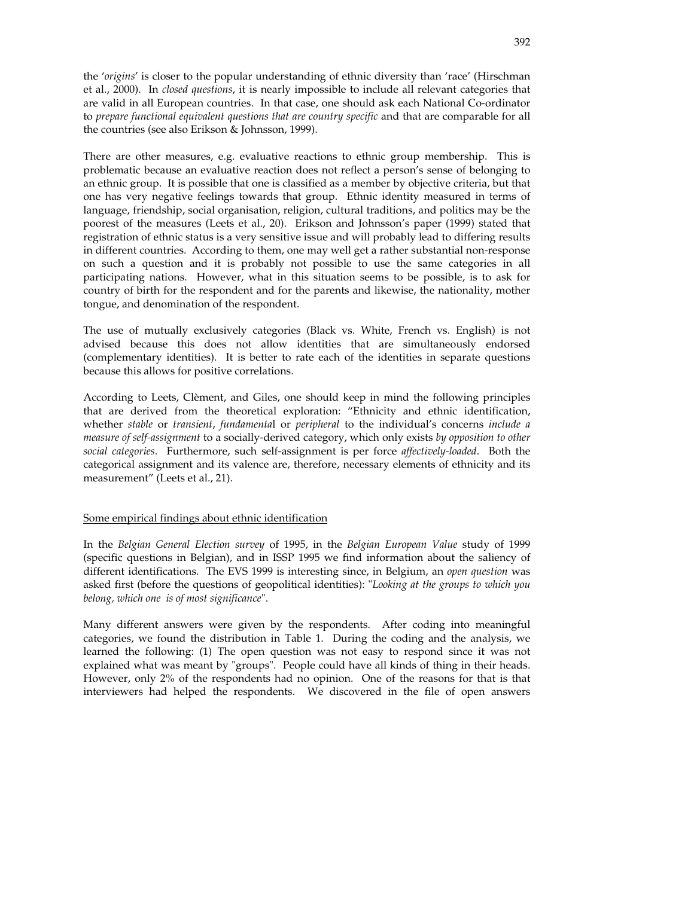the '*origins*' is closer to the popular understanding of ethnic diversity than 'race' (Hirschman et al., 2000). In *closed questions*, it is nearly impossible to include all relevant categories that are valid in all European countries. In that case, one should ask each National Co-ordinator to *prepare functional equivalent questions that are country specific* and that are comparable for all the countries (see also Erikson & Johnsson, 1999).

There are other measures, e.g. evaluative reactions to ethnic group membership. This is problematic because an evaluative reaction does not reflect a person's sense of belonging to an ethnic group. It is possible that one is classified as a member by objective criteria, but that one has very negative feelings towards that group. Ethnic identity measured in terms of language, friendship, social organisation, religion, cultural traditions, and politics may be the poorest of the measures (Leets et al., 20). Erikson and Johnsson's paper (1999) stated that registration of ethnic status is a very sensitive issue and will probably lead to differing results in different countries. According to them, one may well get a rather substantial non-response on such a question and it is probably not possible to use the same categories in all participating nations. However, what in this situation seems to be possible, is to ask for country of birth for the respondent and for the parents and likewise, the nationality, mother tongue, and denomination of the respondent.

The use of mutually exclusively categories (Black vs. White, French vs. English) is not advised because this does not allow identities that are simultaneously endorsed (complementary identities). It is better to rate each of the identities in separate questions because this allows for positive correlations.

According to Leets, Clèment, and Giles, one should keep in mind the following principles that are derived from the theoretical exploration: "Ethnicity and ethnic identification, whether *stable* or *transient*, *fundamenta*l or *peripheral* to the individual's concerns *include a measure of self-assignment* to a socially-derived category, which only exists *by opposition to other social categories*. Furthermore, such self-assignment is per force *affectively-loaded*. Both the categorical assignment and its valence are, therefore, necessary elements of ethnicity and its measurement" (Leets et al., 21).

## Some empirical findings about ethnic identification

In the *Belgian General Election survey* of 1995, in the *Belgian European Value* study of 1999 (specific questions in Belgian), and in ISSP 1995 we find information about the saliency of different identifications. The EVS 1999 is interesting since, in Belgium, an *open question* was asked first (before the questions of geopolitical identities): "*Looking at the groups to which you belong, which one is of most significance*".

Many different answers were given by the respondents. After coding into meaningful categories, we found the distribution in Table 1. During the coding and the analysis, we learned the following: (1) The open question was not easy to respond since it was not explained what was meant by "groups". People could have all kinds of thing in their heads. However, only 2% of the respondents had no opinion. One of the reasons for that is that interviewers had helped the respondents. We discovered in the file of open answers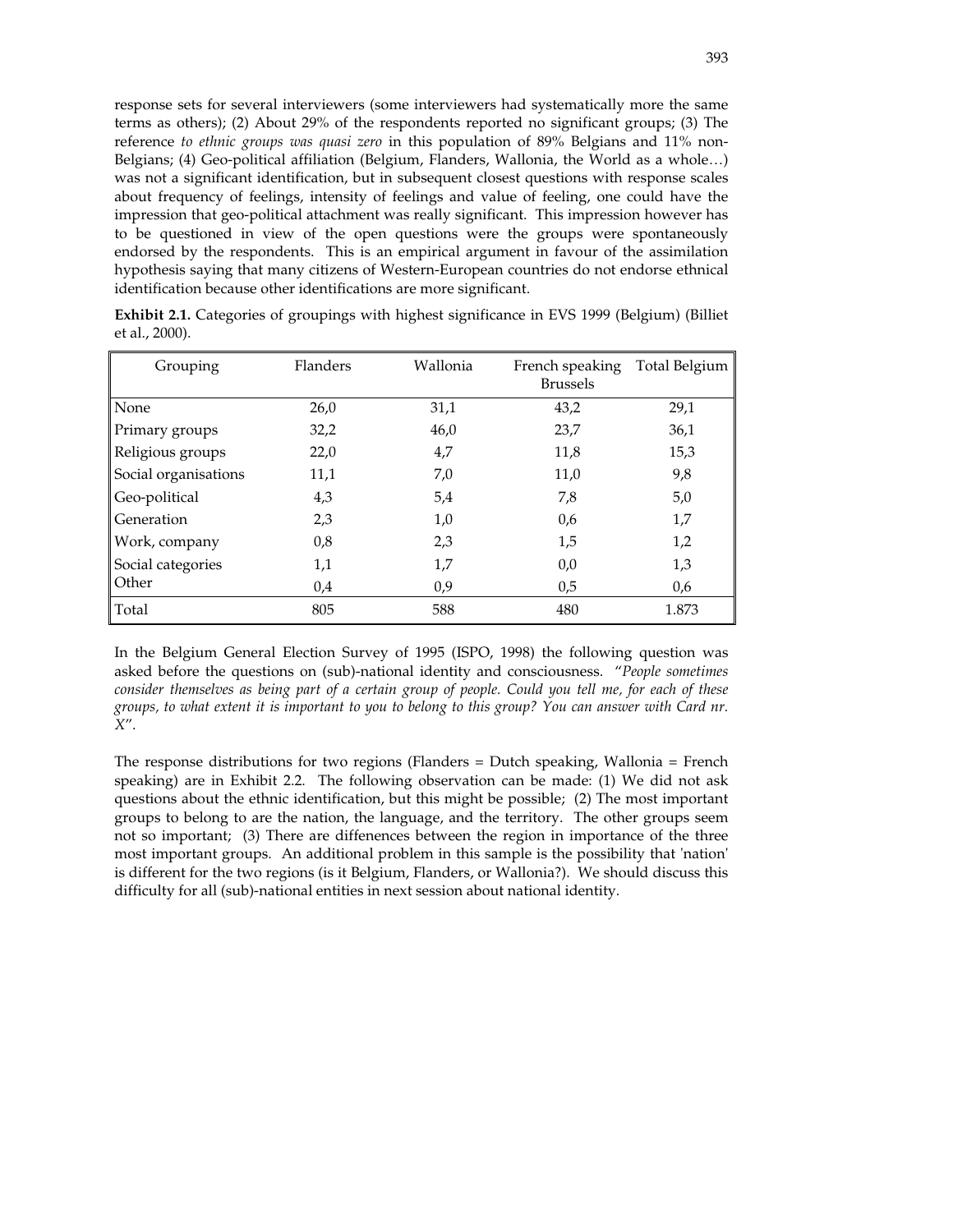response sets for several interviewers (some interviewers had systematically more the same terms as others); (2) About 29% of the respondents reported no significant groups; (3) The reference *to ethnic groups was quasi zero* in this population of 89% Belgians and 11% non-Belgians; (4) Geo-political affiliation (Belgium, Flanders, Wallonia, the World as a whole…) was not a significant identification, but in subsequent closest questions with response scales about frequency of feelings, intensity of feelings and value of feeling, one could have the impression that geo-political attachment was really significant. This impression however has to be questioned in view of the open questions were the groups were spontaneously endorsed by the respondents. This is an empirical argument in favour of the assimilation hypothesis saying that many citizens of Western-European countries do not endorse ethnical identification because other identifications are more significant.

**Exhibit 2.1.** Categories of groupings with highest significance in EVS 1999 (Belgium) (Billiet et al., 2000).

| Grouping | Flanders | Wallonia | French speaking Brussels | Total Belgium |
|---|---|---|---|---|
| None | 26,0 | 31,1 | 43,2 | 29,1 |
| Primary groups | 32,2 | 46,0 | 23,7 | 36,1 |
| Religious groups | 22,0 | 4,7 | 11,8 | 15,3 |
| Social organisations | 11,1 | 7,0 | 11,0 | 9,8 |
| Geo-political | 4,3 | 5,4 | 7,8 | 5,0 |
| Generation | 2,3 | 1,0 | 0,6 | 1,7 |
| Work, company | 0,8 | 2,3 | 1,5 | 1,2 |
| Social categories | 1,1 | 1,7 | 0,0 | 1,3 |
| Other | 0,4 | 0,9 | 0,5 | 0,6 |
| Total | 805 | 588 | 480 | 1.873 |

In the Belgium General Election Survey of 1995 (ISPO, 1998) the following question was asked before the questions on (sub)-national identity and consciousness. "*People sometimes consider themselves as being part of a certain group of people. Could you tell me, for each of these groups, to what extent it is important to you to belong to this group? You can answer with Card nr. X*".

The response distributions for two regions (Flanders = Dutch speaking, Wallonia = French speaking) are in Exhibit 2.2. The following observation can be made: (1) We did not ask questions about the ethnic identification, but this might be possible; (2) The most important groups to belong to are the nation, the language, and the territory. The other groups seem not so important; (3) There are diffenences between the region in importance of the three most important groups. An additional problem in this sample is the possibility that 'nation' is different for the two regions (is it Belgium, Flanders, or Wallonia?). We should discuss this difficulty for all (sub)-national entities in next session about national identity.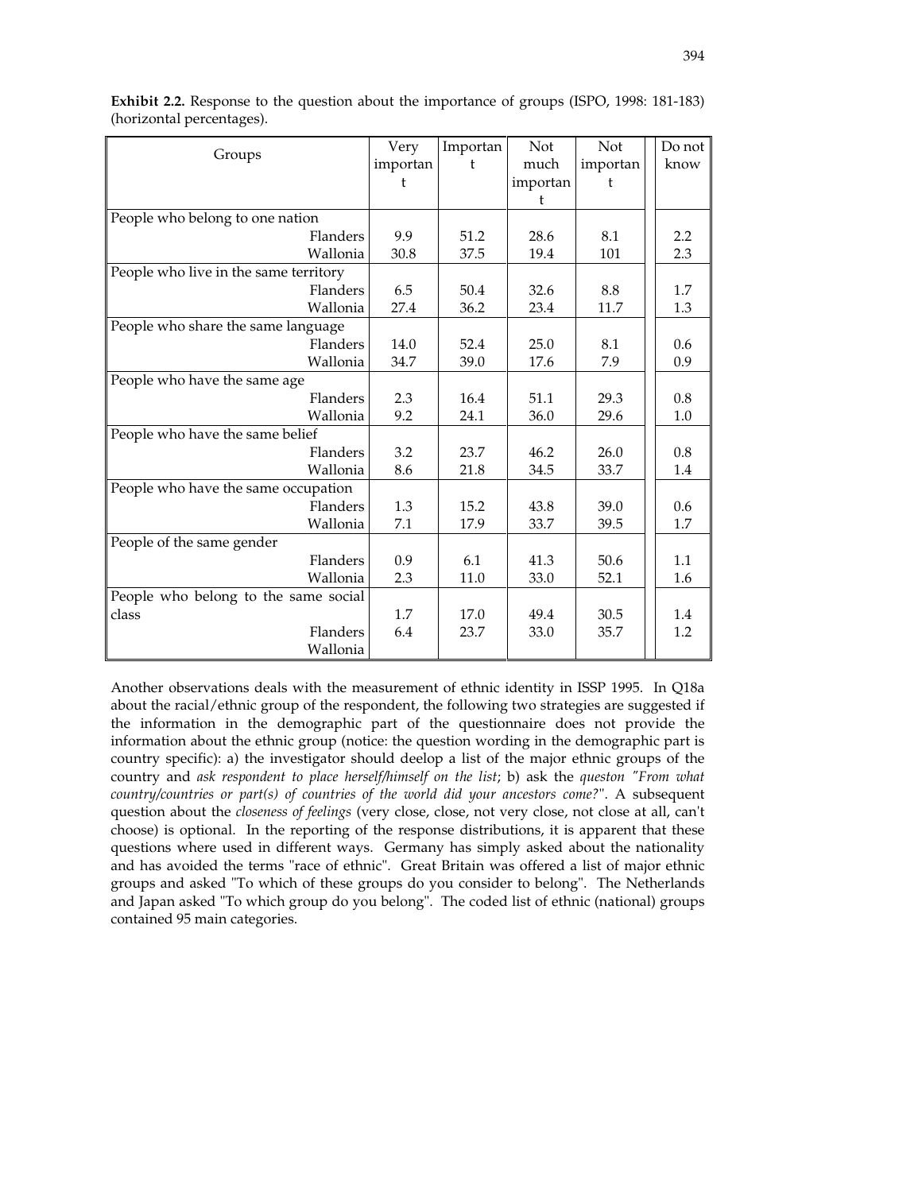**Exhibit 2.2.** Response to the question about the importance of groups (ISPO, 1998: 181-183) (horizontal percentages).

| Groups | Very important | Important | Not much important | Not important | Do not know |
|---|---|---|---|---|---|
| People who belong to one nation | | | | | |
| Flanders | 9.9 | 51.2 | 28.6 | 8.1 | 2.2 |
| Wallonia | 30.8 | 37.5 | 19.4 | 101 | 2.3 |
| People who live in the same territory | | | | | |
| Flanders | 6.5 | 50.4 | 32.6 | 8.8 | 1.7 |
| Wallonia | 27.4 | 36.2 | 23.4 | 11.7 | 1.3 |
| People who share the same language | | | | | |
| Flanders | 14.0 | 52.4 | 25.0 | 8.1 | 0.6 |
| Wallonia | 34.7 | 39.0 | 17.6 | 7.9 | 0.9 |
| People who have the same age | | | | | |
| Flanders | 2.3 | 16.4 | 51.1 | 29.3 | 0.8 |
| Wallonia | 9.2 | 24.1 | 36.0 | 29.6 | 1.0 |
| People who have the same belief | | | | | |
| Flanders | 3.2 | 23.7 | 46.2 | 26.0 | 0.8 |
| Wallonia | 8.6 | 21.8 | 34.5 | 33.7 | 1.4 |
| People who have the same occupation | | | | | |
| Flanders | 1.3 | 15.2 | 43.8 | 39.0 | 0.6 |
| Wallonia | 7.1 | 17.9 | 33.7 | 39.5 | 1.7 |
| People of the same gender | | | | | |
| Flanders | 0.9 | 6.1 | 41.3 | 50.6 | 1.1 |
| Wallonia | 2.3 | 11.0 | 33.0 | 52.1 | 1.6 |
| People who belong to the same social class | | | | | |
| Flanders | 1.7 | 17.0 | 49.4 | 30.5 | 1.4 |
| Wallonia | 6.4 | 23.7 | 33.0 | 35.7 | 1.2 |

Another observations deals with the measurement of ethnic identity in ISSP 1995. In Q18a about the racial/ethnic group of the respondent, the following two strategies are suggested if the information in the demographic part of the questionnaire does not provide the information about the ethnic group (notice: the question wording in the demographic part is country specific): a) the investigator should deelop a list of the major ethnic groups of the country and *ask respondent to place herself/himself on the list*; b) ask the *queston "From what country/countries or part(s) of countries of the world did your ancestors come?"*. A subsequent question about the *closeness of feelings* (very close, close, not very close, not close at all, can't choose) is optional. In the reporting of the response distributions, it is apparent that these questions where used in different ways. Germany has simply asked about the nationality and has avoided the terms "race of ethnic". Great Britain was offered a list of major ethnic groups and asked "To which of these groups do you consider to belong". The Netherlands and Japan asked "To which group do you belong". The coded list of ethnic (national) groups contained 95 main categories.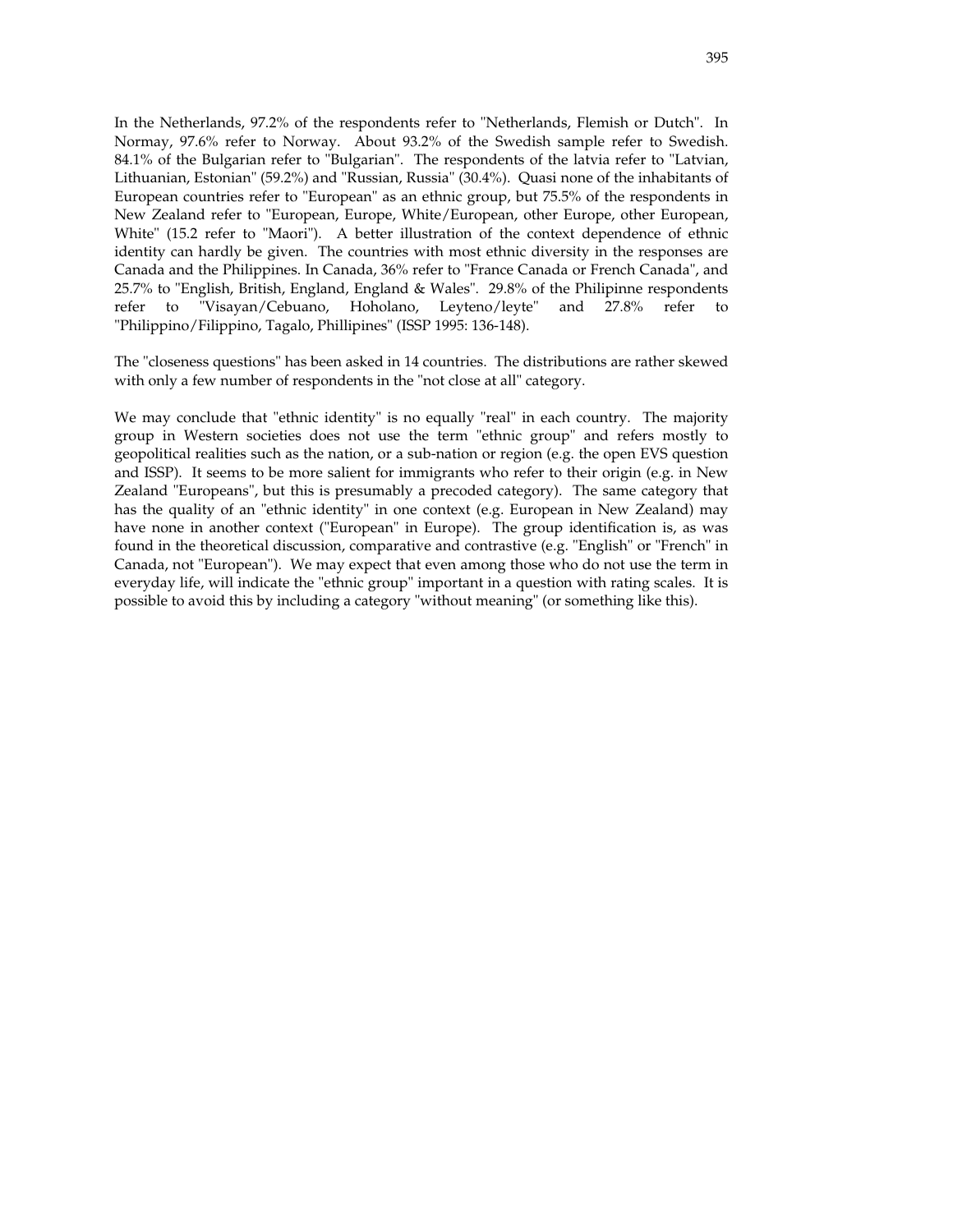In the Netherlands, 97.2% of the respondents refer to "Netherlands, Flemish or Dutch". In Normay, 97.6% refer to Norway. About 93.2% of the Swedish sample refer to Swedish. 84.1% of the Bulgarian refer to "Bulgarian". The respondents of the latvia refer to "Latvian, Lithuanian, Estonian" (59.2%) and "Russian, Russia" (30.4%). Quasi none of the inhabitants of European countries refer to "European" as an ethnic group, but 75.5% of the respondents in New Zealand refer to "European, Europe, White/European, other Europe, other European, White" (15.2 refer to "Maori"). A better illustration of the context dependence of ethnic identity can hardly be given. The countries with most ethnic diversity in the responses are Canada and the Philippines. In Canada, 36% refer to "France Canada or French Canada", and 25.7% to "English, British, England, England & Wales". 29.8% of the Philipinne respondents refer to "Visayan/Cebuano, Hoholano, Leyteno/leyte" and 27.8% refer to "Philippino/Filippino, Tagalo, Phillipines" (ISSP 1995: 136-148).

The "closeness questions" has been asked in 14 countries. The distributions are rather skewed with only a few number of respondents in the "not close at all" category.

We may conclude that "ethnic identity" is no equally "real" in each country. The majority group in Western societies does not use the term "ethnic group" and refers mostly to geopolitical realities such as the nation, or a sub-nation or region (e.g. the open EVS question and ISSP). It seems to be more salient for immigrants who refer to their origin (e.g. in New Zealand "Europeans", but this is presumably a precoded category). The same category that has the quality of an "ethnic identity" in one context (e.g. European in New Zealand) may have none in another context ("European" in Europe). The group identification is, as was found in the theoretical discussion, comparative and contrastive (e.g. "English" or "French" in Canada, not "European"). We may expect that even among those who do not use the term in everyday life, will indicate the "ethnic group" important in a question with rating scales. It is possible to avoid this by including a category "without meaning" (or something like this).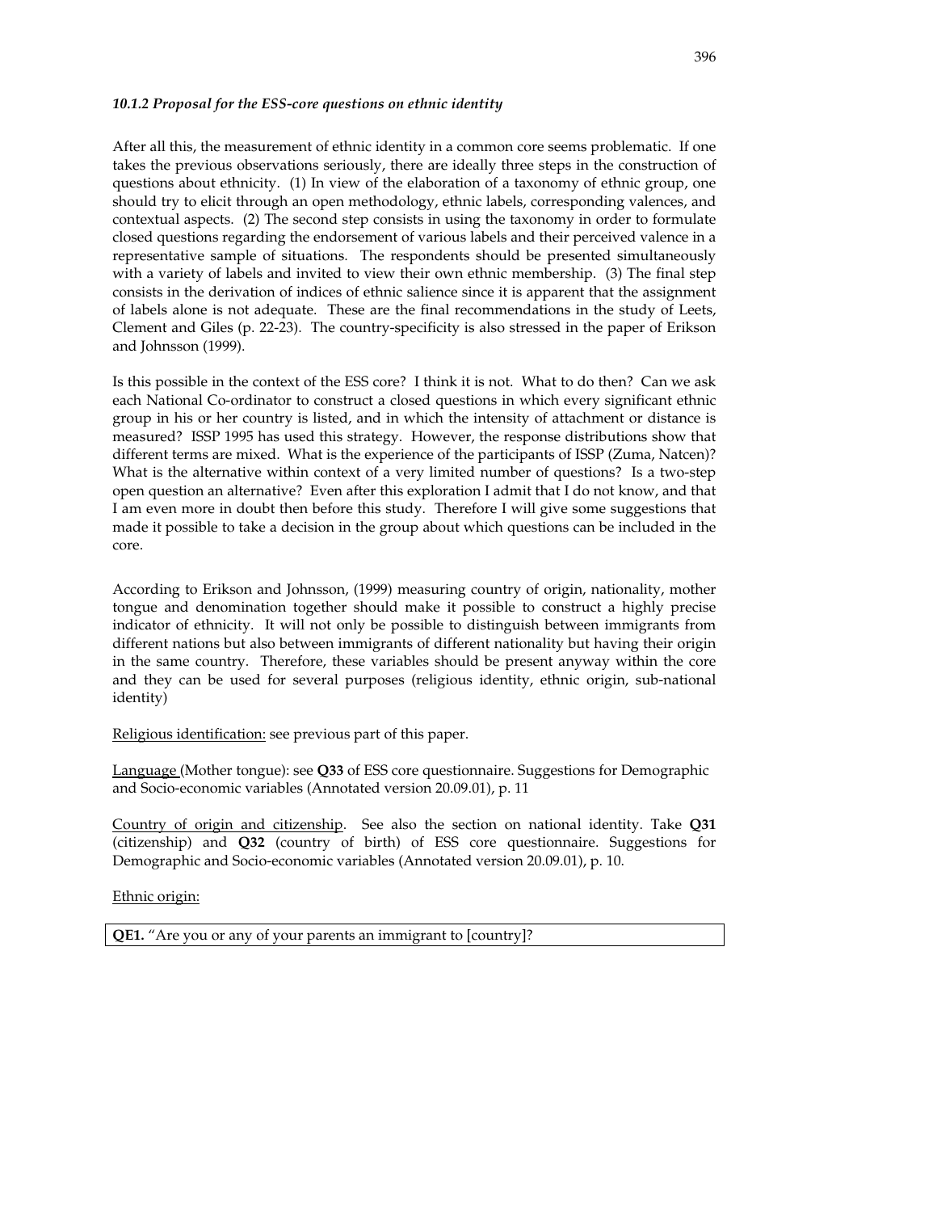### *10.1.2 Proposal for the ESS-core questions on ethnic identity*

After all this, the measurement of ethnic identity in a common core seems problematic. If one takes the previous observations seriously, there are ideally three steps in the construction of questions about ethnicity. (1) In view of the elaboration of a taxonomy of ethnic group, one should try to elicit through an open methodology, ethnic labels, corresponding valences, and contextual aspects. (2) The second step consists in using the taxonomy in order to formulate closed questions regarding the endorsement of various labels and their perceived valence in a representative sample of situations. The respondents should be presented simultaneously with a variety of labels and invited to view their own ethnic membership. (3) The final step consists in the derivation of indices of ethnic salience since it is apparent that the assignment of labels alone is not adequate. These are the final recommendations in the study of Leets, Clement and Giles (p. 22-23). The country-specificity is also stressed in the paper of Erikson and Johnsson (1999).

Is this possible in the context of the ESS core? I think it is not. What to do then? Can we ask each National Co-ordinator to construct a closed questions in which every significant ethnic group in his or her country is listed, and in which the intensity of attachment or distance is measured? ISSP 1995 has used this strategy. However, the response distributions show that different terms are mixed. What is the experience of the participants of ISSP (Zuma, Natcen)? What is the alternative within context of a very limited number of questions? Is a two-step open question an alternative? Even after this exploration I admit that I do not know, and that I am even more in doubt then before this study. Therefore I will give some suggestions that made it possible to take a decision in the group about which questions can be included in the core.

According to Erikson and Johnsson, (1999) measuring country of origin, nationality, mother tongue and denomination together should make it possible to construct a highly precise indicator of ethnicity. It will not only be possible to distinguish between immigrants from different nations but also between immigrants of different nationality but having their origin in the same country. Therefore, these variables should be present anyway within the core and they can be used for several purposes (religious identity, ethnic origin, sub-national identity)

Religious identification: see previous part of this paper.

Language (Mother tongue): see **Q33** of ESS core questionnaire. Suggestions for Demographic and Socio-economic variables (Annotated version 20.09.01), p. 11

Country of origin and citizenship. See also the section on national identity. Take **Q31** (citizenship) and **Q32** (country of birth) of ESS core questionnaire. Suggestions for Demographic and Socio-economic variables (Annotated version 20.09.01), p. 10.

Ethnic origin:

| **QE1.** "Are you or any of your parents an immigrant to [country]? |
|---|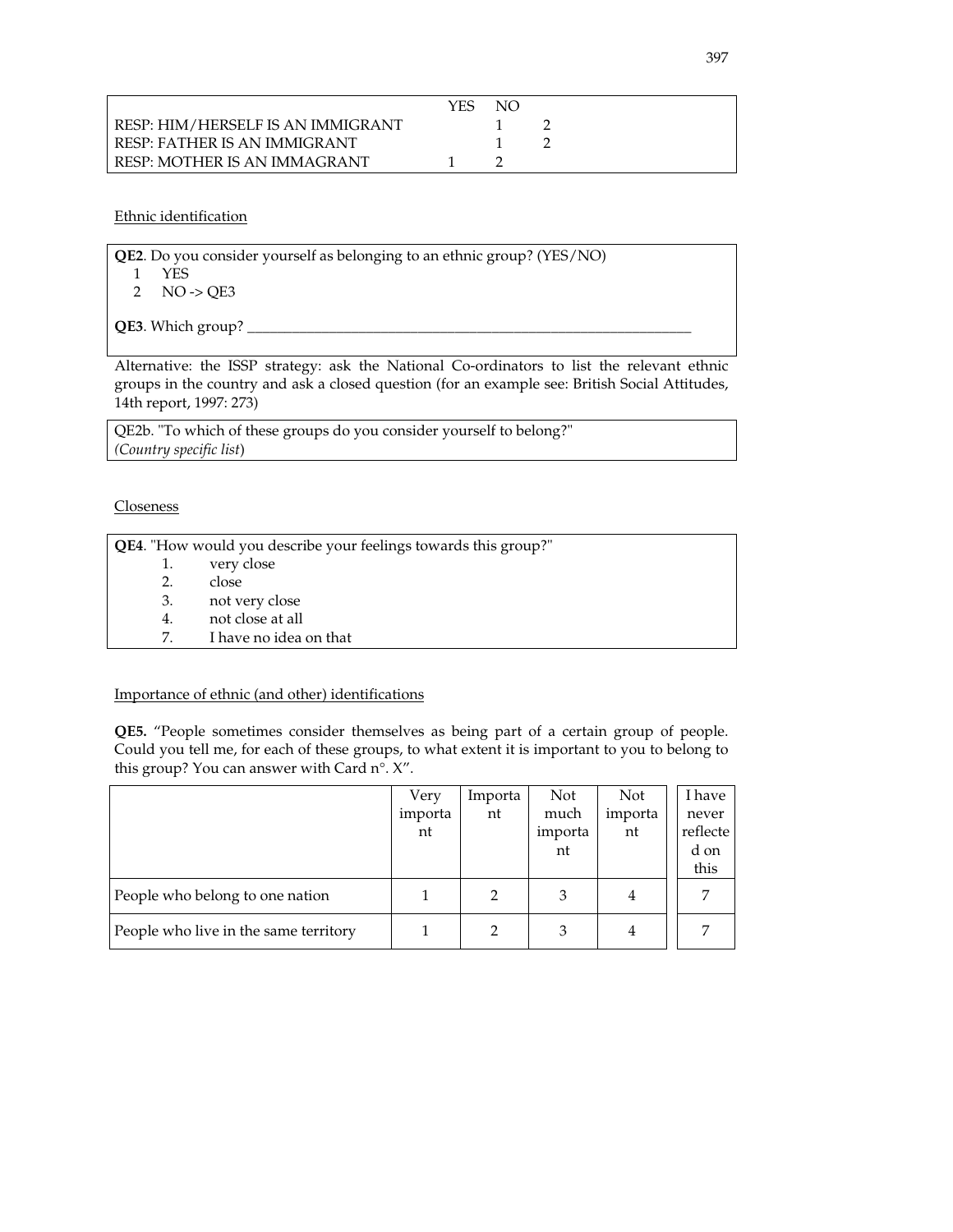| | YES | NO |
|---|---|---|
| RESP: HIM/HERSELF IS AN IMMIGRANT | 1 | 2 |
| RESP: FATHER IS AN IMMIGRANT | 1 | 2 |
| RESP: MOTHER IS AN IMMAGRANT | 1 | 2 |

Ethnic identification

**QE2**. Do you consider yourself as belonging to an ethnic group? (YES/NO)
1 YES
2 NO -> QE3

**QE3**. Which group? ______________________________________________

Alternative: the ISSP strategy: ask the National Co-ordinators to list the relevant ethnic groups in the country and ask a closed question (for an example see: British Social Attitudes, 14th report, 1997: 273)

QE2b. "To which of these groups do you consider yourself to belong?"
*(Country specific list)*

Closeness

**QE4**. "How would you describe your feelings towards this group?"
1. very close
2. close
3. not very close
4. not close at all
7. I have no idea on that

Importance of ethnic (and other) identifications

**QE5.** "People sometimes consider themselves as being part of a certain group of people. Could you tell me, for each of these groups, to what extent it is important to you to belong to this group? You can answer with Card n°. X".

| | Very important | Important | Not much important | Not important | I have never reflected on this |
|---|---|---|---|---|---|
| People who belong to one nation | 1 | 2 | 3 | 4 | 7 |
| People who live in the same territory | 1 | 2 | 3 | 4 | 7 |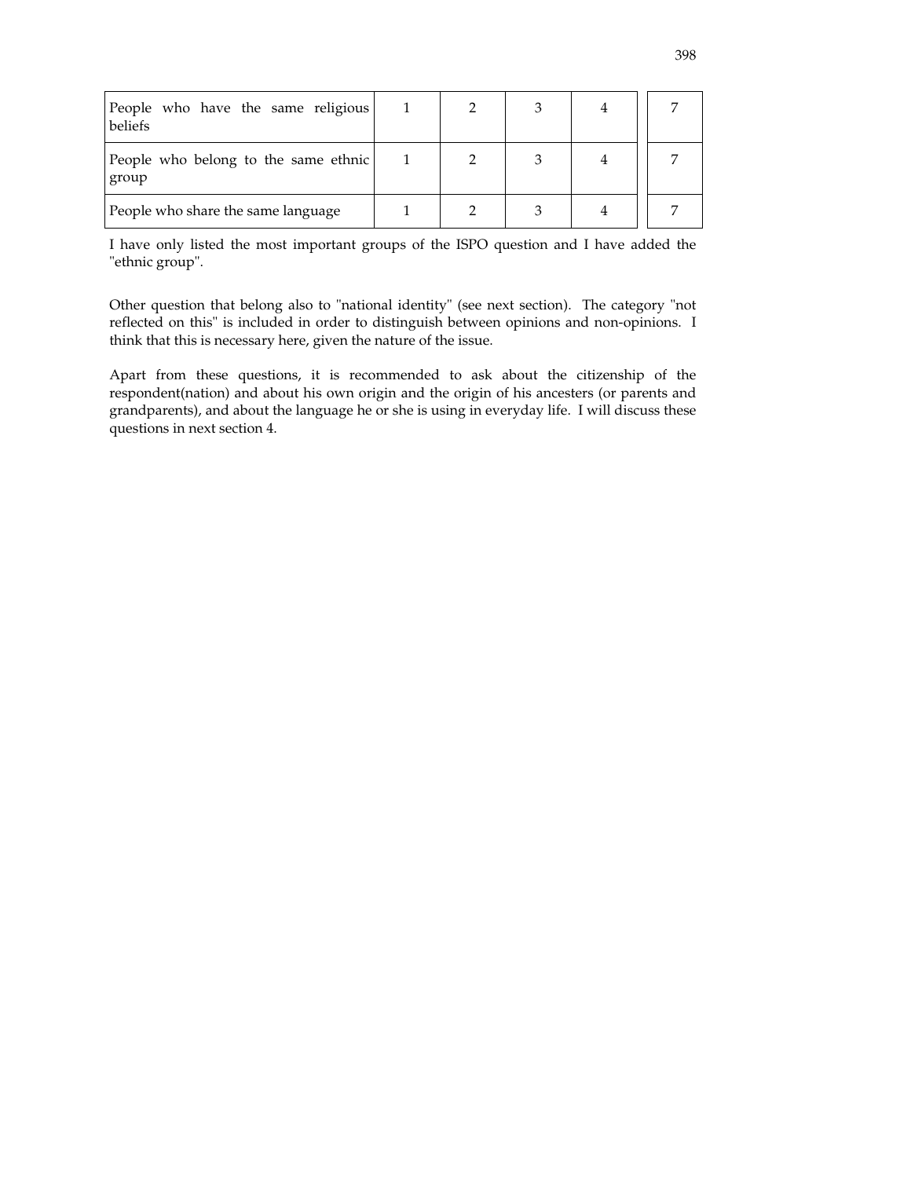| | | | | | |
|---|---|---|---|---|---|
| People who have the same religious beliefs | 1 | 2 | 3 | 4 | 7 |
| People who belong to the same ethnic group | 1 | 2 | 3 | 4 | 7 |
| People who share the same language | 1 | 2 | 3 | 4 | 7 |

I have only listed the most important groups of the ISPO question and I have added the "ethnic group".

Other question that belong also to "national identity" (see next section). The category "not reflected on this" is included in order to distinguish between opinions and non-opinions. I think that this is necessary here, given the nature of the issue.

Apart from these questions, it is recommended to ask about the citizenship of the respondent(nation) and about his own origin and the origin of his ancesters (or parents and grandparents), and about the language he or she is using in everyday life. I will discuss these questions in next section 4.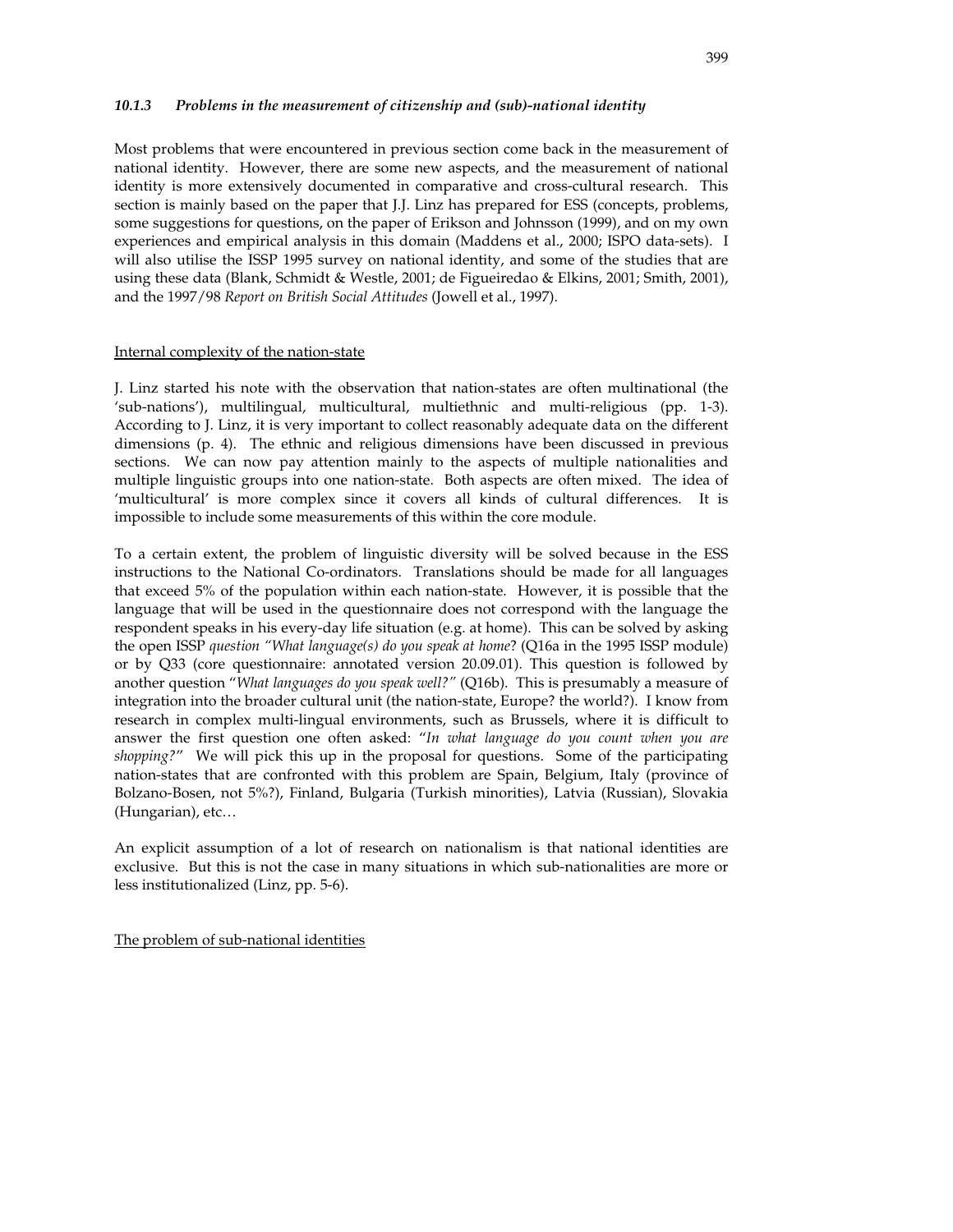### *10.1.3 Problems in the measurement of citizenship and (sub)-national identity*

Most problems that were encountered in previous section come back in the measurement of national identity. However, there are some new aspects, and the measurement of national identity is more extensively documented in comparative and cross-cultural research. This section is mainly based on the paper that J.J. Linz has prepared for ESS (concepts, problems, some suggestions for questions, on the paper of Erikson and Johnsson (1999), and on my own experiences and empirical analysis in this domain (Maddens et al., 2000; ISPO data-sets). I will also utilise the ISSP 1995 survey on national identity, and some of the studies that are using these data (Blank, Schmidt & Westle, 2001; de Figueiredao & Elkins, 2001; Smith, 2001), and the 1997/98 *Report on British Social Attitudes* (Jowell et al., 1997).

<u>Internal complexity of the nation-state</u>

J. Linz started his note with the observation that nation-states are often multinational (the 'sub-nations'), multilingual, multicultural, multiethnic and multi-religious (pp. 1-3). According to J. Linz, it is very important to collect reasonably adequate data on the different dimensions (p. 4). The ethnic and religious dimensions have been discussed in previous sections. We can now pay attention mainly to the aspects of multiple nationalities and multiple linguistic groups into one nation-state. Both aspects are often mixed. The idea of 'multicultural' is more complex since it covers all kinds of cultural differences. It is impossible to include some measurements of this within the core module.

To a certain extent, the problem of linguistic diversity will be solved because in the ESS instructions to the National Co-ordinators. Translations should be made for all languages that exceed 5% of the population within each nation-state. However, it is possible that the language that will be used in the questionnaire does not correspond with the language the respondent speaks in his every-day life situation (e.g. at home). This can be solved by asking the open ISSP *question "What language(s) do you speak at home*? (Q16a in the 1995 ISSP module) or by Q33 (core questionnaire: annotated version 20.09.01). This question is followed by another question "*What languages do you speak well?"* (Q16b). This is presumably a measure of integration into the broader cultural unit (the nation-state, Europe? the world?). I know from research in complex multi-lingual environments, such as Brussels, where it is difficult to answer the first question one often asked: "*In what language do you count when you are shopping?*" We will pick this up in the proposal for questions. Some of the participating nation-states that are confronted with this problem are Spain, Belgium, Italy (province of Bolzano-Bosen, not 5%?), Finland, Bulgaria (Turkish minorities), Latvia (Russian), Slovakia (Hungarian), etc…

An explicit assumption of a lot of research on nationalism is that national identities are exclusive. But this is not the case in many situations in which sub-nationalities are more or less institutionalized (Linz, pp. 5-6).

<u>The problem of sub-national identities</u>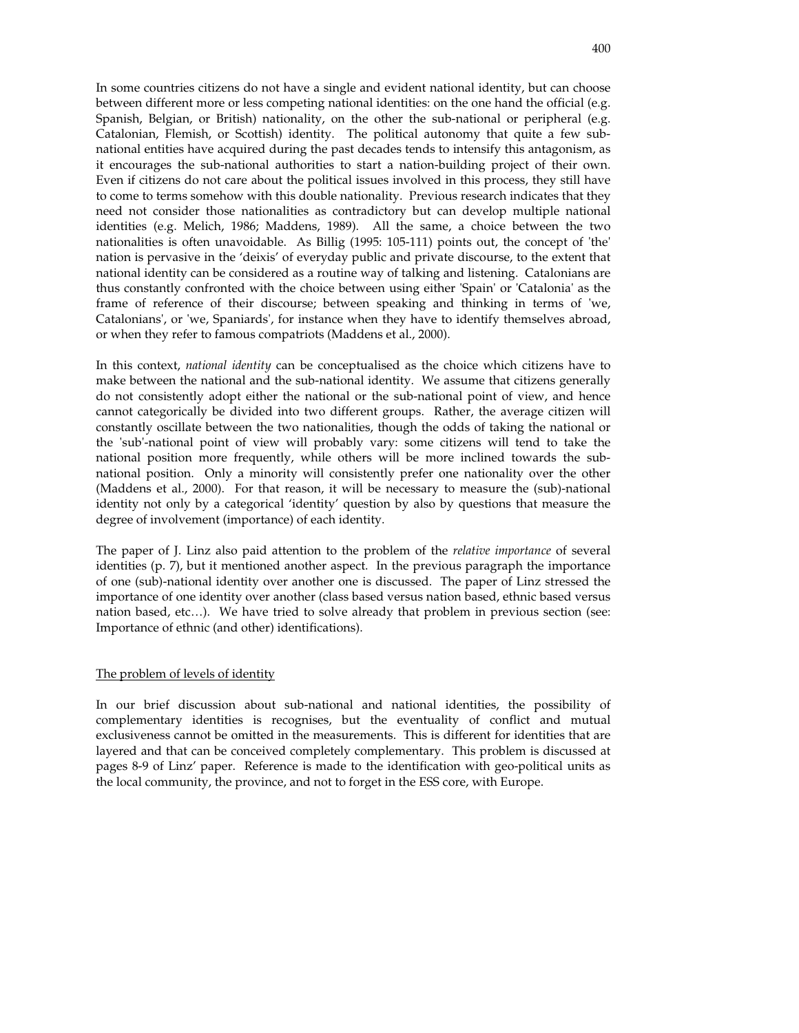In some countries citizens do not have a single and evident national identity, but can choose between different more or less competing national identities: on the one hand the official (e.g. Spanish, Belgian, or British) nationality, on the other the sub-national or peripheral (e.g. Catalonian, Flemish, or Scottish) identity. The political autonomy that quite a few sub-national entities have acquired during the past decades tends to intensify this antagonism, as it encourages the sub-national authorities to start a nation-building project of their own. Even if citizens do not care about the political issues involved in this process, they still have to come to terms somehow with this double nationality. Previous research indicates that they need not consider those nationalities as contradictory but can develop multiple national identities (e.g. Melich, 1986; Maddens, 1989). All the same, a choice between the two nationalities is often unavoidable. As Billig (1995: 105-111) points out, the concept of 'the' nation is pervasive in the 'deixis' of everyday public and private discourse, to the extent that national identity can be considered as a routine way of talking and listening. Catalonians are thus constantly confronted with the choice between using either 'Spain' or 'Catalonia' as the frame of reference of their discourse; between speaking and thinking in terms of 'we, Catalonians', or 'we, Spaniards', for instance when they have to identify themselves abroad, or when they refer to famous compatriots (Maddens et al., 2000).

In this context, *national identity* can be conceptualised as the choice which citizens have to make between the national and the sub-national identity. We assume that citizens generally do not consistently adopt either the national or the sub-national point of view, and hence cannot categorically be divided into two different groups. Rather, the average citizen will constantly oscillate between the two nationalities, though the odds of taking the national or the 'sub'-national point of view will probably vary: some citizens will tend to take the national position more frequently, while others will be more inclined towards the sub-national position. Only a minority will consistently prefer one nationality over the other (Maddens et al., 2000). For that reason, it will be necessary to measure the (sub)-national identity not only by a categorical 'identity' question by also by questions that measure the degree of involvement (importance) of each identity.

The paper of J. Linz also paid attention to the problem of the *relative importance* of several identities (p. 7), but it mentioned another aspect. In the previous paragraph the importance of one (sub)-national identity over another one is discussed. The paper of Linz stressed the importance of one identity over another (class based versus nation based, ethnic based versus nation based, etc…). We have tried to solve already that problem in previous section (see: Importance of ethnic (and other) identifications).

## The problem of levels of identity

In our brief discussion about sub-national and national identities, the possibility of complementary identities is recognises, but the eventuality of conflict and mutual exclusiveness cannot be omitted in the measurements. This is different for identities that are layered and that can be conceived completely complementary. This problem is discussed at pages 8-9 of Linz' paper. Reference is made to the identification with geo-political units as the local community, the province, and not to forget in the ESS core, with Europe.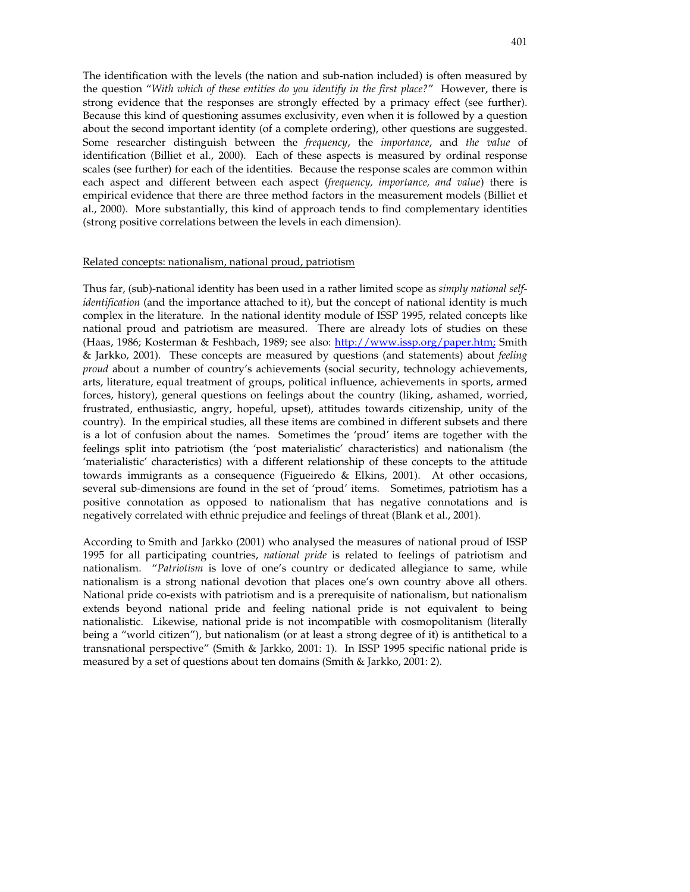The identification with the levels (the nation and sub-nation included) is often measured by the question "*With which of these entities do you identify in the first place?*" However, there is strong evidence that the responses are strongly effected by a primacy effect (see further). Because this kind of questioning assumes exclusivity, even when it is followed by a question about the second important identity (of a complete ordering), other questions are suggested. Some researcher distinguish between the *frequency*, the *importance*, and *the value* of identification (Billiet et al., 2000). Each of these aspects is measured by ordinal response scales (see further) for each of the identities. Because the response scales are common within each aspect and different between each aspect (*frequency, importance, and value*) there is empirical evidence that there are three method factors in the measurement models (Billiet et al., 2000). More substantially, this kind of approach tends to find complementary identities (strong positive correlations between the levels in each dimension).

Related concepts: nationalism, national proud, patriotism

Thus far, (sub)-national identity has been used in a rather limited scope as *simply national self-identification* (and the importance attached to it), but the concept of national identity is much complex in the literature. In the national identity module of ISSP 1995, related concepts like national proud and patriotism are measured. There are already lots of studies on these (Haas, 1986; Kosterman & Feshbach, 1989; see also: http://www.issp.org/paper.htm; Smith & Jarkko, 2001). These concepts are measured by questions (and statements) about *feeling proud* about a number of country's achievements (social security, technology achievements, arts, literature, equal treatment of groups, political influence, achievements in sports, armed forces, history), general questions on feelings about the country (liking, ashamed, worried, frustrated, enthusiastic, angry, hopeful, upset), attitudes towards citizenship, unity of the country). In the empirical studies, all these items are combined in different subsets and there is a lot of confusion about the names. Sometimes the 'proud' items are together with the feelings split into patriotism (the 'post materialistic' characteristics) and nationalism (the 'materialistic' characteristics) with a different relationship of these concepts to the attitude towards immigrants as a consequence (Figueiredo & Elkins, 2001). At other occasions, several sub-dimensions are found in the set of 'proud' items. Sometimes, patriotism has a positive connotation as opposed to nationalism that has negative connotations and is negatively correlated with ethnic prejudice and feelings of threat (Blank et al., 2001).

According to Smith and Jarkko (2001) who analysed the measures of national proud of ISSP 1995 for all participating countries, *national pride* is related to feelings of patriotism and nationalism. "*Patriotism* is love of one's country or dedicated allegiance to same, while nationalism is a strong national devotion that places one's own country above all others. National pride co-exists with patriotism and is a prerequisite of nationalism, but nationalism extends beyond national pride and feeling national pride is not equivalent to being nationalistic. Likewise, national pride is not incompatible with cosmopolitanism (literally being a "world citizen"), but nationalism (or at least a strong degree of it) is antithetical to a transnational perspective" (Smith & Jarkko, 2001: 1). In ISSP 1995 specific national pride is measured by a set of questions about ten domains (Smith & Jarkko, 2001: 2).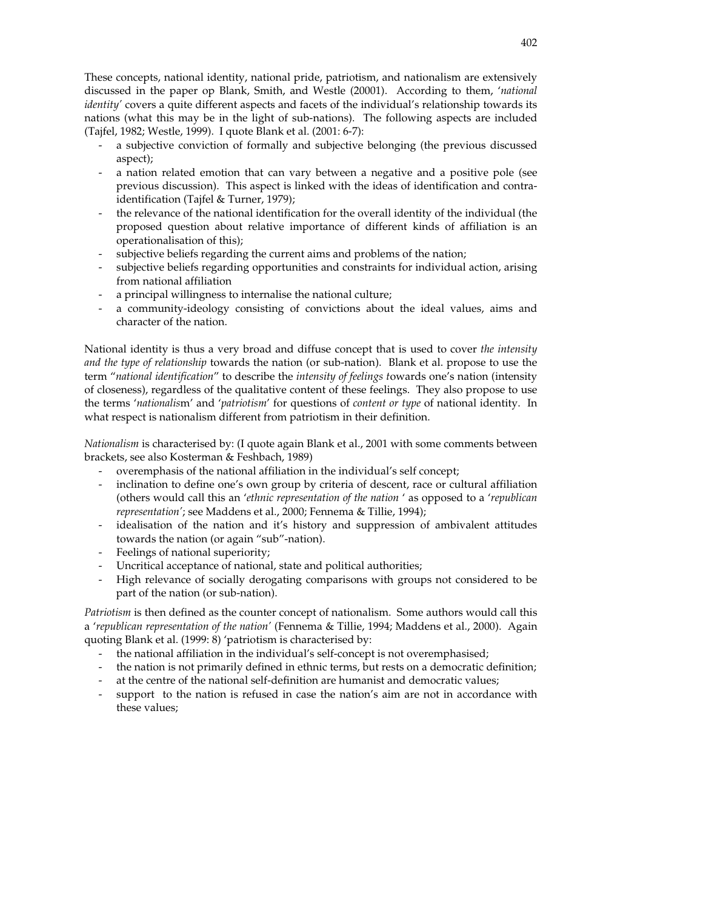These concepts, national identity, national pride, patriotism, and nationalism are extensively discussed in the paper op Blank, Smith, and Westle (20001). According to them, '*national identity'* covers a quite different aspects and facets of the individual's relationship towards its nations (what this may be in the light of sub-nations). The following aspects are included (Tajfel, 1982; Westle, 1999). I quote Blank et al. (2001: 6-7):

- a subjective conviction of formally and subjective belonging (the previous discussed aspect);
- a nation related emotion that can vary between a negative and a positive pole (see previous discussion). This aspect is linked with the ideas of identification and contra-identification (Tajfel & Turner, 1979);
- the relevance of the national identification for the overall identity of the individual (the proposed question about relative importance of different kinds of affiliation is an operationalisation of this);
- subjective beliefs regarding the current aims and problems of the nation;
- subjective beliefs regarding opportunities and constraints for individual action, arising from national affiliation
- a principal willingness to internalise the national culture;
- a community-ideology consisting of convictions about the ideal values, aims and character of the nation.

National identity is thus a very broad and diffuse concept that is used to cover *the intensity and the type of relationship* towards the nation (or sub-nation). Blank et al. propose to use the term "*national identification*" to describe the *intensity of feelings t*owards one's nation (intensity of closeness), regardless of the qualitative content of these feelings. They also propose to use the terms '*nationalis*m' and '*patriotism*' for questions of *content or type* of national identity. In what respect is nationalism different from patriotism in their definition.

*Nationalism* is characterised by: (I quote again Blank et al., 2001 with some comments between brackets, see also Kosterman & Feshbach, 1989)

- overemphasis of the national affiliation in the individual's self concept;
- inclination to define one's own group by criteria of descent, race or cultural affiliation (others would call this an '*ethnic representation of the nation* ' as opposed to a '*republican representation'*; see Maddens et al., 2000; Fennema & Tillie, 1994);
- idealisation of the nation and it's history and suppression of ambivalent attitudes towards the nation (or again "sub"-nation).
- Feelings of national superiority;
- Uncritical acceptance of national, state and political authorities;
- High relevance of socially derogating comparisons with groups not considered to be part of the nation (or sub-nation).

*Patriotism* is then defined as the counter concept of nationalism. Some authors would call this a '*republican representation of the nation'* (Fennema & Tillie, 1994; Maddens et al., 2000). Again quoting Blank et al. (1999: 8) 'patriotism is characterised by:

- the national affiliation in the individual's self-concept is not overemphasised;
- the nation is not primarily defined in ethnic terms, but rests on a democratic definition;
- at the centre of the national self-definition are humanist and democratic values;
- support to the nation is refused in case the nation's aim are not in accordance with these values;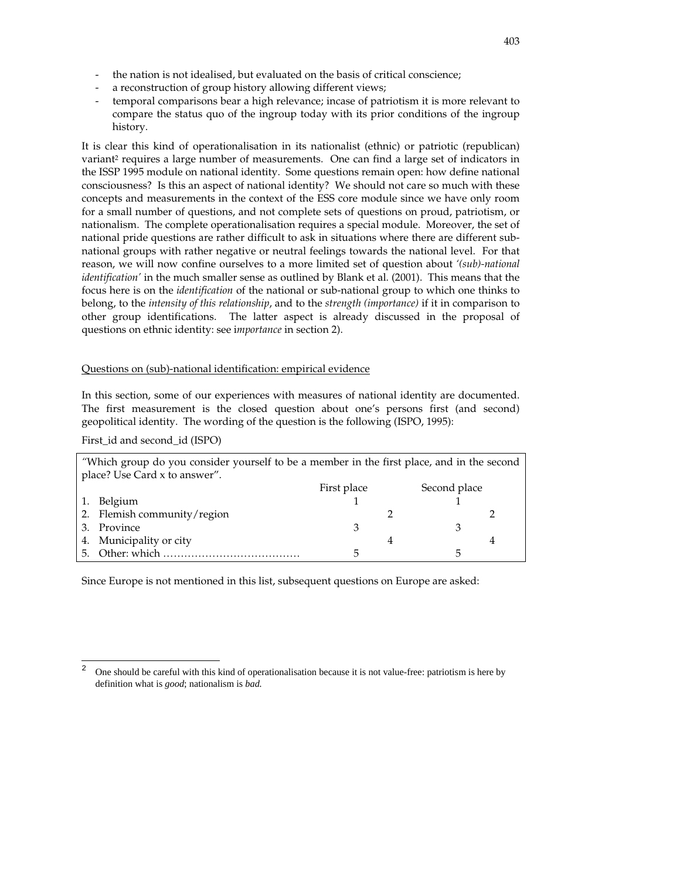- the nation is not idealised, but evaluated on the basis of critical conscience;
- a reconstruction of group history allowing different views;
- temporal comparisons bear a high relevance; incase of patriotism it is more relevant to compare the status quo of the ingroup today with its prior conditions of the ingroup history.

It is clear this kind of operationalisation in its nationalist (ethnic) or patriotic (republican) variant[2] requires a large number of measurements. One can find a large set of indicators in the ISSP 1995 module on national identity. Some questions remain open: how define national consciousness? Is this an aspect of national identity? We should not care so much with these concepts and measurements in the context of the ESS core module since we have only room for a small number of questions, and not complete sets of questions on proud, patriotism, or nationalism. The complete operationalisation requires a special module. Moreover, the set of national pride questions are rather difficult to ask in situations where there are different sub-national groups with rather negative or neutral feelings towards the national level. For that reason, we will now confine ourselves to a more limited set of question about *'(sub)-national identification'* in the much smaller sense as outlined by Blank et al. (2001). This means that the focus here is on the *identification* of the national or sub-national group to which one thinks to belong, to the *intensity of this relationship*, and to the *strength (importance)* if it in comparison to other group identifications. The latter aspect is already discussed in the proposal of questions on ethnic identity: see i*mportance* in section 2).

Questions on (sub)-national identification: empirical evidence

In this section, some of our experiences with measures of national identity are documented. The first measurement is the closed question about one's persons first (and second) geopolitical identity. The wording of the question is the following (ISPO, 1995):

First_id and second_id (ISPO)

"Which group do you consider yourself to be a member in the first place, and in the second place? Use Card x to answer".

| | First place | Second place |
|---|---|---|
| 1. Belgium | 1 | 1 |
| 2. Flemish community/region | 2 | 2 |
| 3. Province | 3 | 3 |
| 4. Municipality or city | 4 | 4 |
| 5. Other: which ………………………………… | 5 | 5 |

Since Europe is not mentioned in this list, subsequent questions on Europe are asked:

[2] One should be careful with this kind of operationalisation because it is not value-free: patriotism is here by definition what is *good*; nationalism is *bad*.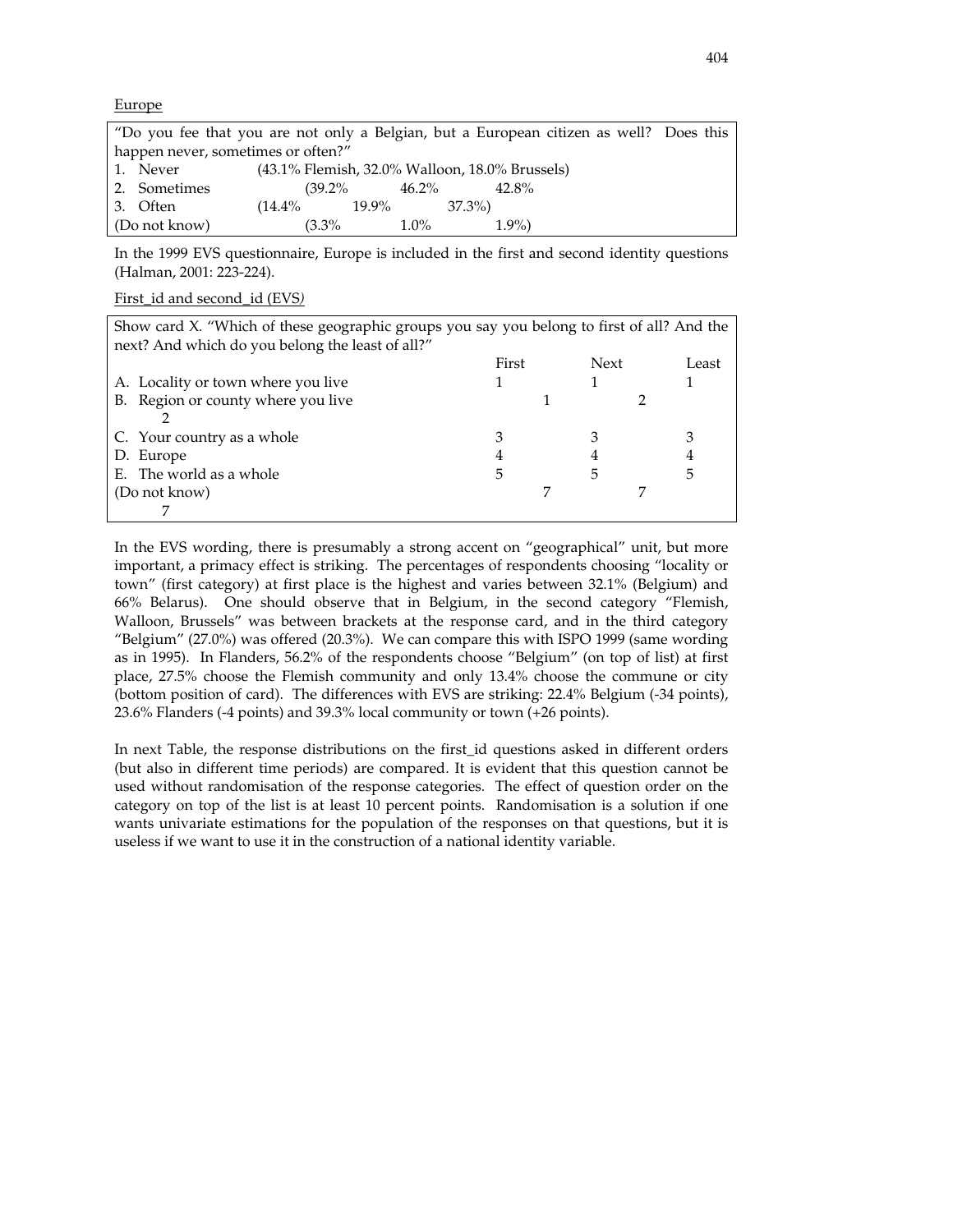Europe

| "Do you fee that you are not only a Belgian, but a European citizen as well? Does this happen never, sometimes or often?" | | | |
|---|---|---|---|
| 1. Never | (43.1% Flemish, | 32.0% Walloon, | 18.0% Brussels) |
| 2. Sometimes | (39.2% | 46.2% | 42.8% |
| 3. Often | (14.4% | 19.9% | 37.3%) |
| (Do not know) | (3.3% | 1.0% | 1.9%) |

In the 1999 EVS questionnaire, Europe is included in the first and second identity questions (Halman, 2001: 223-224).

First_id and second_id (EVS)

| Show card X. "Which of these geographic groups you say you belong to first of all? And the next? And which do you belong the least of all?" | First | Next | Least |
|---|---|---|---|
| A. Locality or town where you live | 1 | 1 | 1 |
| B. Region or county where you live | 2 | 2 | 2 |
| C. Your country as a whole | 3 | 3 | 3 |
| D. Europe | 4 | 4 | 4 |
| E. The world as a whole | 5 | 5 | 5 |
| (Do not know) | 7 | 7 | 7 |

In the EVS wording, there is presumably a strong accent on "geographical" unit, but more important, a primacy effect is striking. The percentages of respondents choosing "locality or town" (first category) at first place is the highest and varies between 32.1% (Belgium) and 66% Belarus). One should observe that in Belgium, in the second category "Flemish, Walloon, Brussels" was between brackets at the response card, and in the third category "Belgium" (27.0%) was offered (20.3%). We can compare this with ISPO 1999 (same wording as in 1995). In Flanders, 56.2% of the respondents choose "Belgium" (on top of list) at first place, 27.5% choose the Flemish community and only 13.4% choose the commune or city (bottom position of card). The differences with EVS are striking: 22.4% Belgium (-34 points), 23.6% Flanders (-4 points) and 39.3% local community or town (+26 points).

In next Table, the response distributions on the first_id questions asked in different orders (but also in different time periods) are compared. It is evident that this question cannot be used without randomisation of the response categories. The effect of question order on the category on top of the list is at least 10 percent points. Randomisation is a solution if one wants univariate estimations for the population of the responses on that questions, but it is useless if we want to use it in the construction of a national identity variable.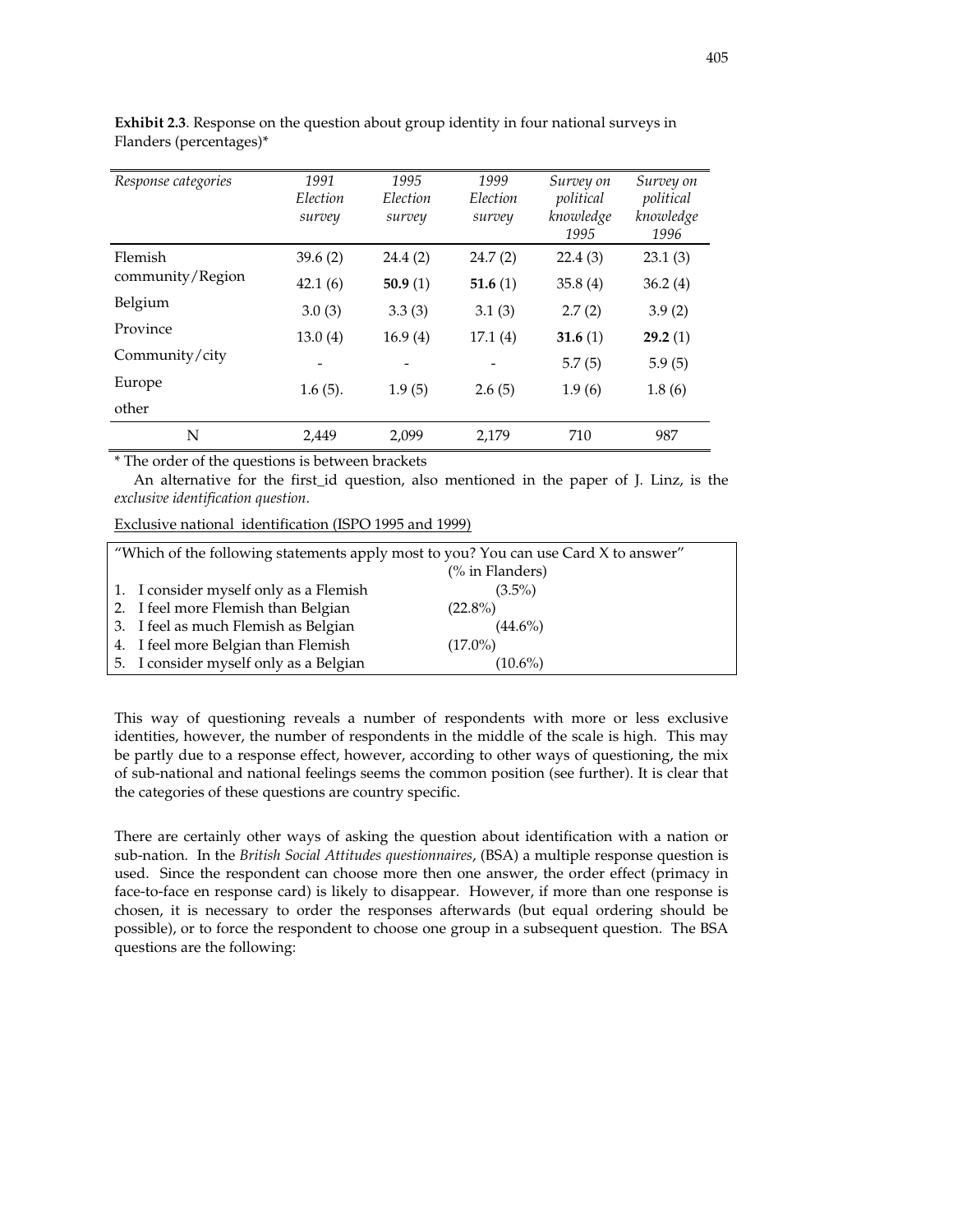**Exhibit 2.3**. Response on the question about group identity in four national surveys in Flanders (percentages)*

| *Response categories* | *1991 Election survey* | *1995 Election survey* | *1999 Election survey* | *Survey on political knowledge 1995* | *Survey on political knowledge 1996* |
|---|---|---|---|---|---|
| Flemish | 39.6 (2) | 24.4 (2) | 24.7 (2) | 22.4 (3) | 23.1 (3) |
| community/Region | 42.1 (6) | **50.9** (1) | **51.6** (1) | 35.8 (4) | 36.2 (4) |
| Belgium | 3.0 (3) | 3.3 (3) | 3.1 (3) | 2.7 (2) | 3.9 (2) |
| Province | 13.0 (4) | 16.9 (4) | 17.1 (4) | **31.6** (1) | **29.2** (1) |
| Community/city | - | - | - | 5.7 (5) | 5.9 (5) |
| Europe | 1.6 (5). | 1.9 (5) | 2.6 (5) | 1.9 (6) | 1.8 (6) |
| other | | | | | |
| N | 2,449 | 2,099 | 2,179 | 710 | 987 |

* The order of the questions is between brackets

An alternative for the first_id question, also mentioned in the paper of J. Linz, is the *exclusive identification question*.

Exclusive national identification (ISPO 1995 and 1999)

| "Which of the following statements apply most to you? You can use Card X to answer" | (% in Flanders) |
|---|---|
| 1. I consider myself only as a Flemish | (3.5%) |
| 2. I feel more Flemish than Belgian | (22.8%) |
| 3. I feel as much Flemish as Belgian | (44.6%) |
| 4. I feel more Belgian than Flemish | (17.0%) |
| 5. I consider myself only as a Belgian | (10.6%) |

This way of questioning reveals a number of respondents with more or less exclusive identities, however, the number of respondents in the middle of the scale is high. This may be partly due to a response effect, however, according to other ways of questioning, the mix of sub-national and national feelings seems the common position (see further). It is clear that the categories of these questions are country specific.

There are certainly other ways of asking the question about identification with a nation or sub-nation. In the *British Social Attitudes questionnaires*, (BSA) a multiple response question is used. Since the respondent can choose more then one answer, the order effect (primacy in face-to-face en response card) is likely to disappear. However, if more than one response is chosen, it is necessary to order the responses afterwards (but equal ordering should be possible), or to force the respondent to choose one group in a subsequent question. The BSA questions are the following: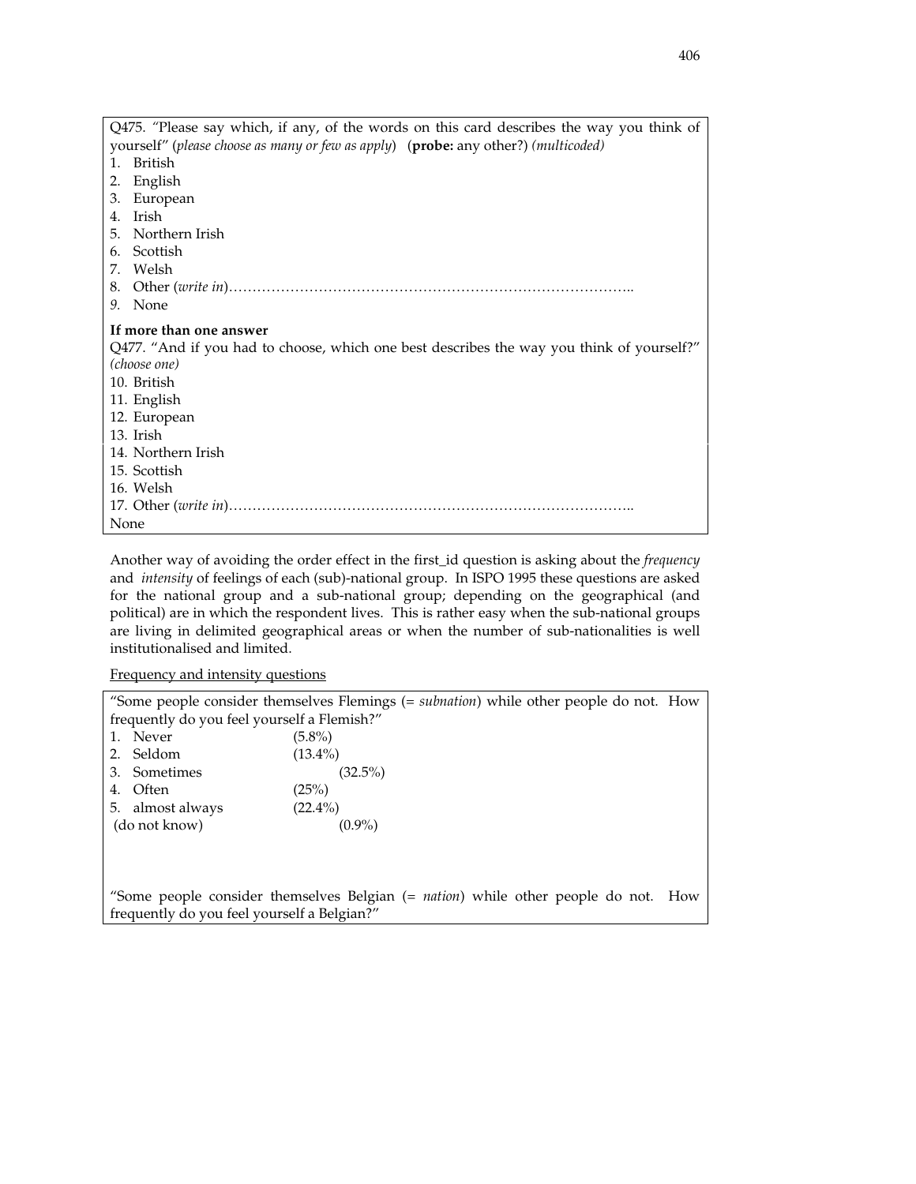Q475. "Please say which, if any, of the words on this card describes the way you think of yourself" (*please choose as many or few as apply*) (**probe:** any other?) *(multicoded)*

1. British
2. English
3. European
4. Irish
5. Northern Irish
6. Scottish
7. Welsh
8. Other (*write in*)……………………………………………………………………………..
9. None

**If more than one answer**

Q477. "And if you had to choose, which one best describes the way you think of yourself?" *(choose one)*

10. British
11. English
12. European
13. Irish
14. Northern Irish
15. Scottish
16. Welsh
17. Other (*write in*)……………………………………………………………………………..

None

Another way of avoiding the order effect in the first_id question is asking about the *frequency* and *intensity* of feelings of each (sub)-national group. In ISPO 1995 these questions are asked for the national group and a sub-national group; depending on the geographical (and political) are in which the respondent lives. This is rather easy when the sub-national groups are living in delimited geographical areas or when the number of sub-nationalities is well institutionalised and limited.

<u>Frequency and intensity questions</u>

"Some people consider themselves Flemings (= *subnation*) while other people do not. How frequently do you feel yourself a Flemish?"

1. Never (5.8%)
2. Seldom (13.4%)
3. Sometimes (32.5%)
4. Often (25%)
5. almost always (22.4%)

(do not know) (0.9%)

"Some people consider themselves Belgian (= *nation*) while other people do not. How frequently do you feel yourself a Belgian?"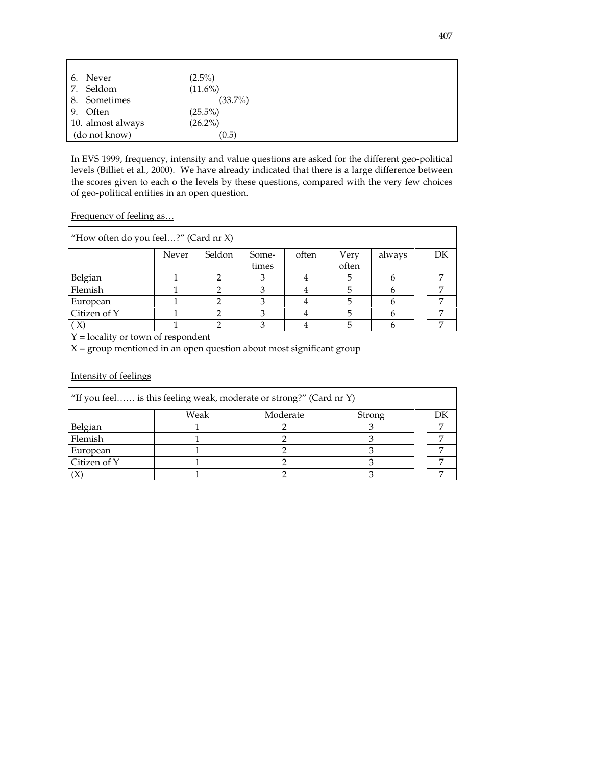| | |
|---|---|
| 6. Never | (2.5%) |
| 7. Seldom | (11.6%) |
| 8. Sometimes | (33.7%) |
| 9. Often | (25.5%) |
| 10. almost always | (26.2%) |
| (do not know) | (0.5) |

In EVS 1999, frequency, intensity and value questions are asked for the different geo-political levels (Billiet et al., 2000). We have already indicated that there is a large difference between the scores given to each o the levels by these questions, compared with the very few choices of geo-political entities in an open question.

Frequency of feeling as…

| "How often do you feel…?" (Card nr X) | | | | | | | | |
|---|---|---|---|---|---|---|---|---|
| | Never | Seldon | Some-times | often | Very often | always | | DK |
| Belgian | 1 | 2 | 3 | 4 | 5 | 6 | | 7 |
| Flemish | 1 | 2 | 3 | 4 | 5 | 6 | | 7 |
| European | 1 | 2 | 3 | 4 | 5 | 6 | | 7 |
| Citizen of Y | 1 | 2 | 3 | 4 | 5 | 6 | | 7 |
| ( X) | 1 | 2 | 3 | 4 | 5 | 6 | | 7 |

Y = locality or town of respondent

X = group mentioned in an open question about most significant group

Intensity of feelings

| "If you feel…… is this feeling weak, moderate or strong?" (Card nr Y) | | | | | |
|---|---|---|---|---|---|
| | Weak | Moderate | Strong | | DK |
| Belgian | 1 | 2 | 3 | | 7 |
| Flemish | 1 | 2 | 3 | | 7 |
| European | 1 | 2 | 3 | | 7 |
| Citizen of Y | 1 | 2 | 3 | | 7 |
| (X) | 1 | 2 | 3 | | 7 |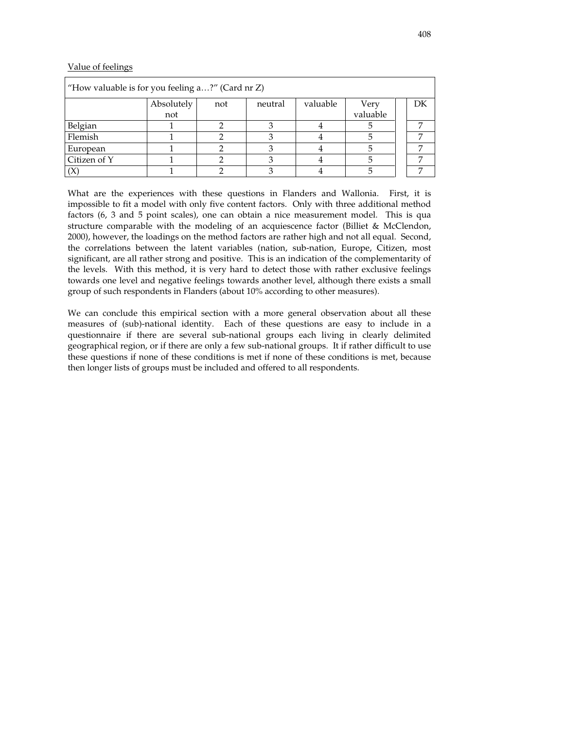Value of feelings

| "How valuable is for you feeling a…?" (Card nr Z) | | | | | | | |
|---|---|---|---|---|---|---|---|
| | Absolutely not | not | neutral | valuable | Very valuable | | DK |
| Belgian | 1 | 2 | 3 | 4 | 5 | | 7 |
| Flemish | 1 | 2 | 3 | 4 | 5 | | 7 |
| European | 1 | 2 | 3 | 4 | 5 | | 7 |
| Citizen of Y | 1 | 2 | 3 | 4 | 5 | | 7 |
| (X) | 1 | 2 | 3 | 4 | 5 | | 7 |

What are the experiences with these questions in Flanders and Wallonia. First, it is impossible to fit a model with only five content factors. Only with three additional method factors (6, 3 and 5 point scales), one can obtain a nice measurement model. This is qua structure comparable with the modeling of an acquiescence factor (Billiet & McClendon, 2000), however, the loadings on the method factors are rather high and not all equal. Second, the correlations between the latent variables (nation, sub-nation, Europe, Citizen, most significant, are all rather strong and positive. This is an indication of the complementarity of the levels. With this method, it is very hard to detect those with rather exclusive feelings towards one level and negative feelings towards another level, although there exists a small group of such respondents in Flanders (about 10% according to other measures).

We can conclude this empirical section with a more general observation about all these measures of (sub)-national identity. Each of these questions are easy to include in a questionnaire if there are several sub-national groups each living in clearly delimited geographical region, or if there are only a few sub-national groups. It if rather difficult to use these questions if none of these conditions is met if none of these conditions is met, because then longer lists of groups must be included and offered to all respondents.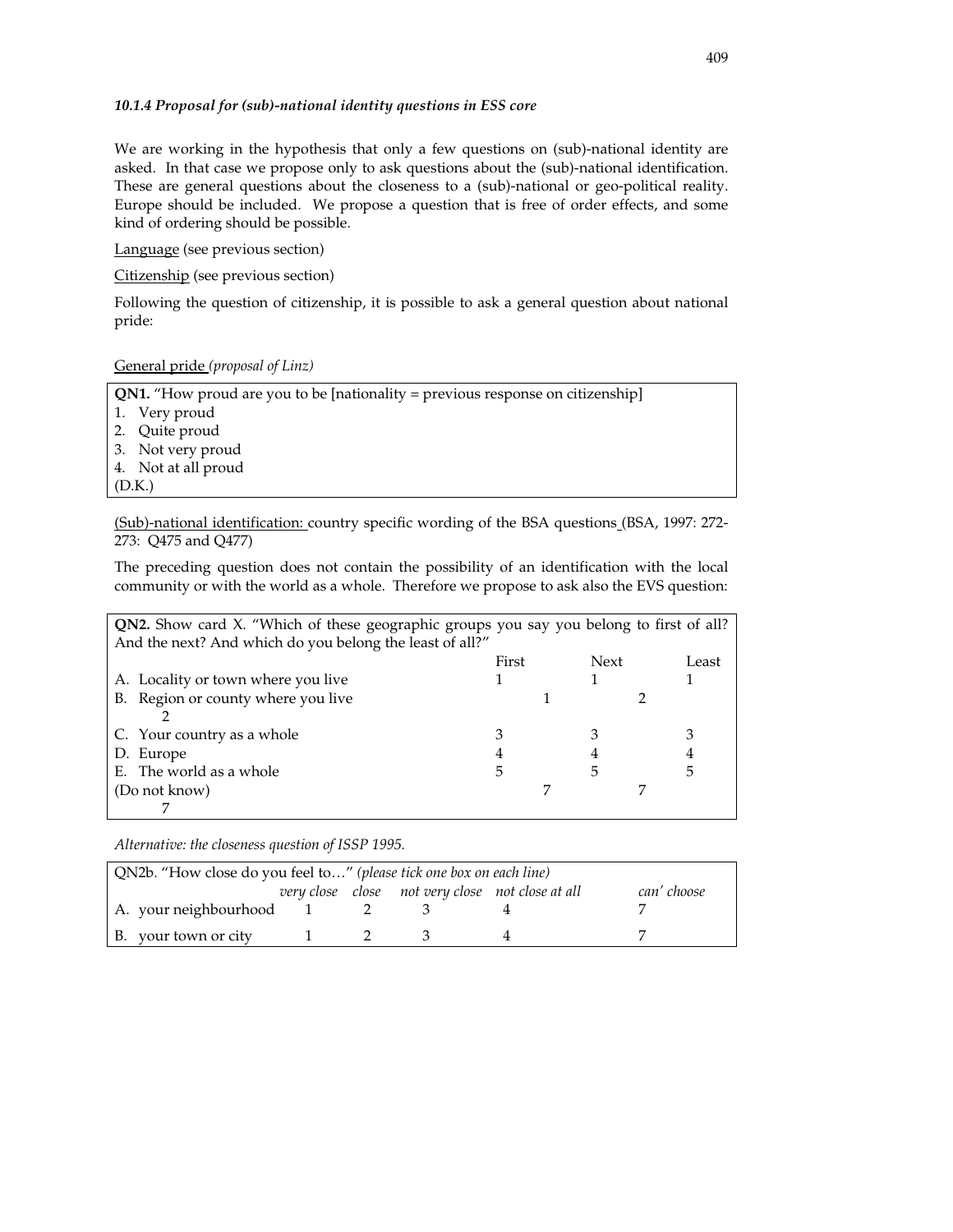*10.1.4 Proposal for (sub)-national identity questions in ESS core*

We are working in the hypothesis that only a few questions on (sub)-national identity are asked. In that case we propose only to ask questions about the (sub)-national identification. These are general questions about the closeness to a (sub)-national or geo-political reality. Europe should be included. We propose a question that is free of order effects, and some kind of ordering should be possible.

Language (see previous section)

Citizenship (see previous section)

Following the question of citizenship, it is possible to ask a general question about national pride:

General pride *(proposal of Linz)*

**QN1.** "How proud are you to be [nationality = previous response on citizenship]
1. Very proud
2. Quite proud
3. Not very proud
4. Not at all proud

(D.K.)

(Sub)-national identification: country specific wording of the BSA questions (BSA, 1997: 272-273: Q475 and Q477)

The preceding question does not contain the possibility of an identification with the local community or with the world as a whole. Therefore we propose to ask also the EVS question:

**QN2.** Show card X. "Which of these geographic groups you say you belong to first of all? And the next? And which do you belong the least of all?"

| | First | Next | Least |
|---|---|---|---|
| A. Locality or town where you live | 1 | 1 | 1 |
| B. Region or county where you live | 2 | 2 | 2 |
| C. Your country as a whole | 3 | 3 | 3 |
| D. Europe | 4 | 4 | 4 |
| E. The world as a whole | 5 | 5 | 5 |
| (Do not know) | 7 | 7 | 7 |

*Alternative: the closeness question of ISSP 1995.*

QN2b. "How close do you feel to…" *(please tick one box on each line)*

| | *very close* | *close* | *not very close* | *not close at all* | *can' choose* |
|---|---|---|---|---|---|
| A. your neighbourhood | 1 | 2 | 3 | 4 | 7 |
| B. your town or city | 1 | 2 | 3 | 4 | 7 |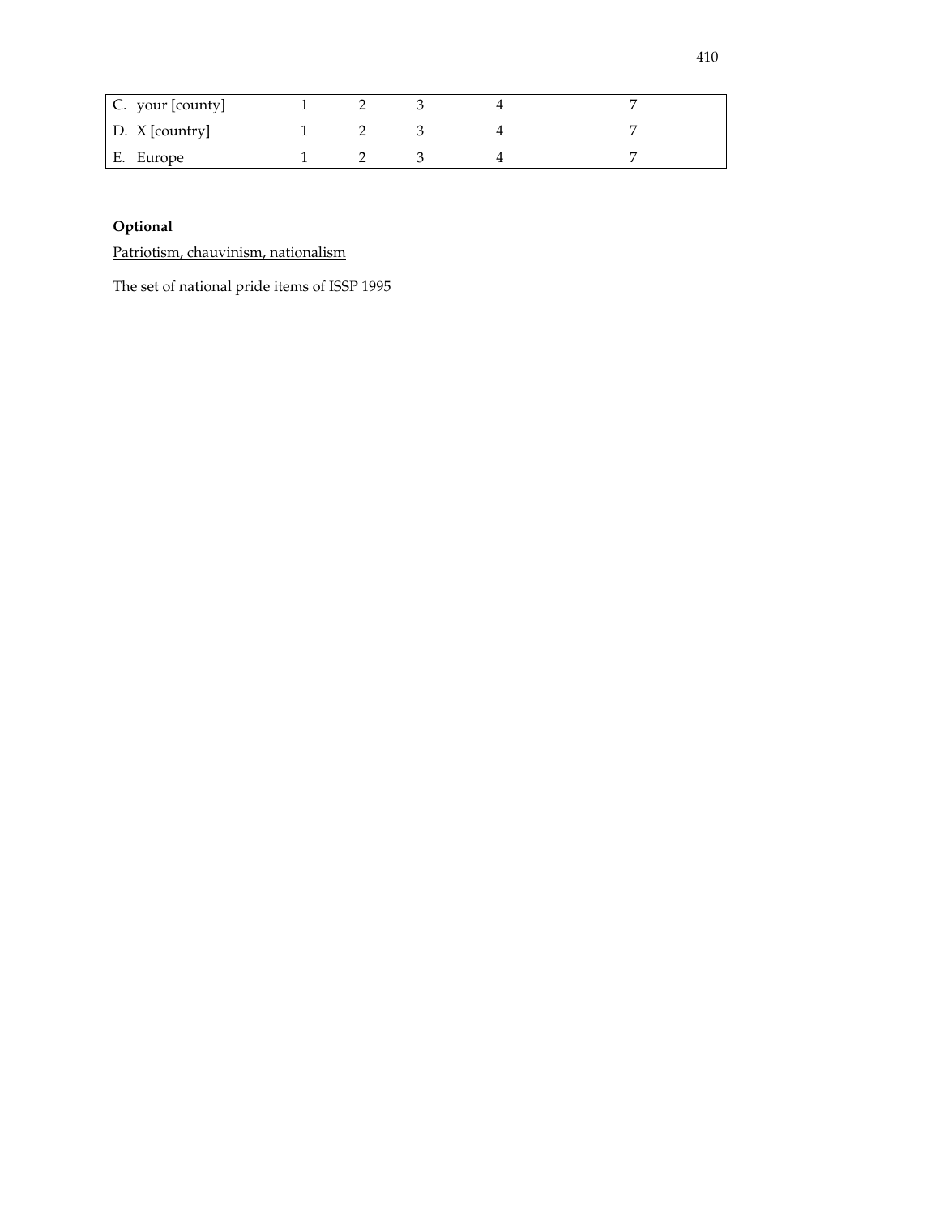| | | | | | |
|---|---|---|---|---|---|
| C. your [county] | 1 | 2 | 3 | 4 | 7 |
| D. X [country] | 1 | 2 | 3 | 4 | 7 |
| E. Europe | 1 | 2 | 3 | 4 | 7 |

**Optional**

Patriotism, chauvinism, nationalism

The set of national pride items of ISSP 1995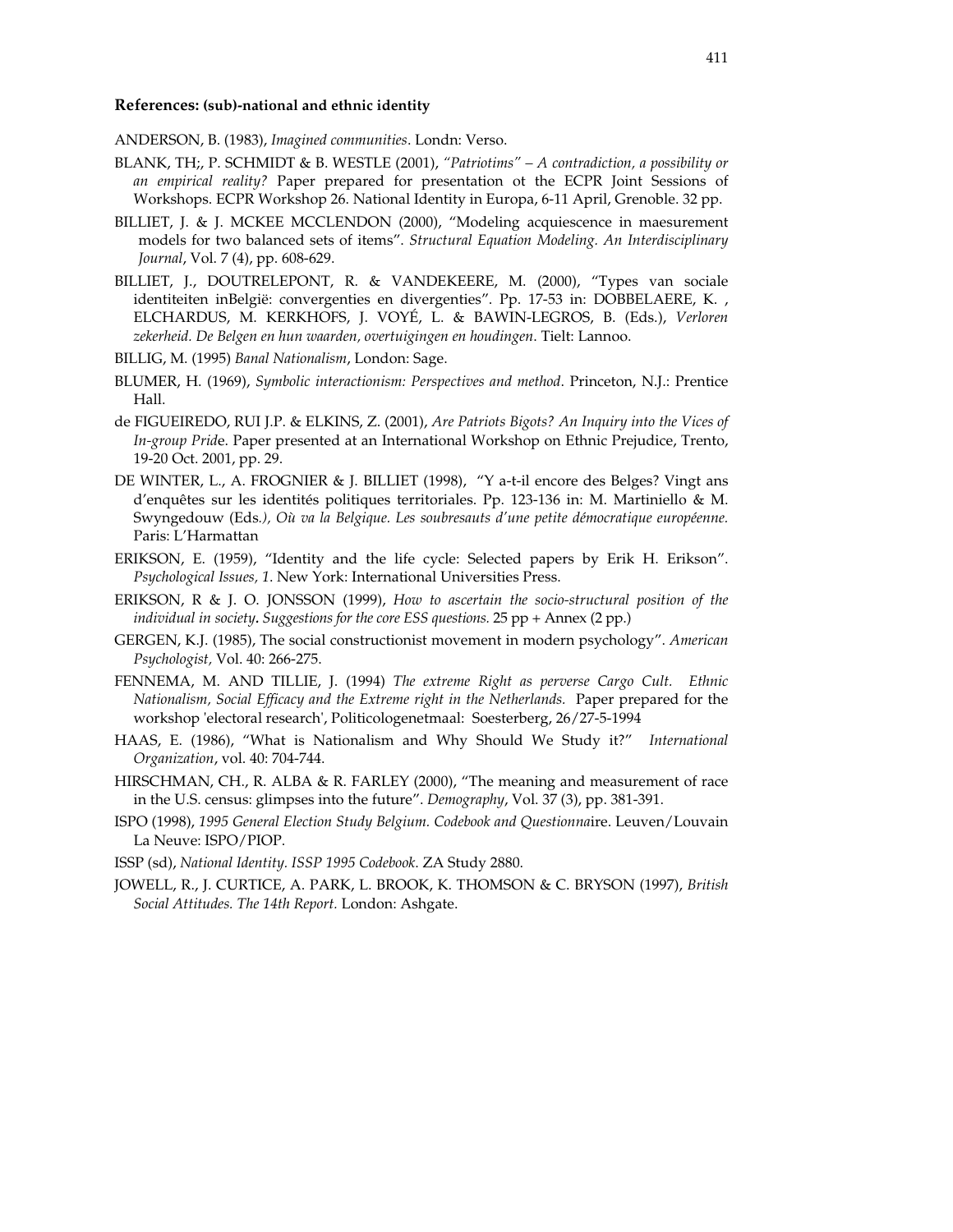### References: (sub)-national and ethnic identity

ANDERSON, B. (1983), *Imagined communities*. Londn: Verso.

BLANK, TH;, P. SCHMIDT & B. WESTLE (2001), *"Patriotims" – A contradiction, a possibility or an empirical reality?* Paper prepared for presentation ot the ECPR Joint Sessions of Workshops. ECPR Workshop 26. National Identity in Europa, 6-11 April, Grenoble. 32 pp.

BILLIET, J. & J. MCKEE MCCLENDON (2000), "Modeling acquiescence in maesurement models for two balanced sets of items". *Structural Equation Modeling. An Interdisciplinary Journal*, Vol. 7 (4), pp. 608-629.

BILLIET, J., DOUTRELEPONT, R. & VANDEKEERE, M. (2000), "Types van sociale identiteiten inBelgië: convergenties en divergenties". Pp. 17-53 in: DOBBELAERE, K. , ELCHARDUS, M. KERKHOFS, J. VOYÉ, L. & BAWIN-LEGROS, B. (Eds.), *Verloren zekerheid. De Belgen en hun waarden, overtuigingen en houdingen*. Tielt: Lannoo.

BILLIG, M. (1995) *Banal Nationalism*, London: Sage.

BLUMER, H. (1969), *Symbolic interactionism: Perspectives and method*. Princeton, N.J.: Prentice Hall.

de FIGUEIREDO, RUI J.P. & ELKINS, Z. (2001), *Are Patriots Bigots? An Inquiry into the Vices of In-group Pride*. Paper presented at an International Workshop on Ethnic Prejudice, Trento, 19-20 Oct. 2001, pp. 29.

DE WINTER, L., A. FROGNIER & J. BILLIET (1998), "Y a-t-il encore des Belges? Vingt ans d'enquêtes sur les identités politiques territoriales. Pp. 123-136 in: M. Martiniello & M. Swyngedouw (Eds.*), Où va la Belgique. Les soubresauts d'une petite démocratique européenne.* Paris: L'Harmattan

ERIKSON, E. (1959), "Identity and the life cycle: Selected papers by Erik H. Erikson". *Psychological Issues, 1*. New York: International Universities Press.

ERIKSON, R & J. O. JONSSON (1999), *How to ascertain the socio-structural position of the individual in society***.** *Suggestions for the core ESS questions.* 25 pp + Annex (2 pp.)

GERGEN, K.J. (1985), The social constructionist movement in modern psychology". *American Psychologist,* Vol. 40: 266-275.

FENNEMA, M. AND TILLIE, J. (1994) *The extreme Right as perverse Cargo Cult. Ethnic Nationalism, Social Efficacy and the Extreme right in the Netherlands.* Paper prepared for the workshop 'electoral research', Politicologenetmaal: Soesterberg, 26/27-5-1994

HAAS, E. (1986), "What is Nationalism and Why Should We Study it?" *International Organization*, vol. 40: 704-744.

HIRSCHMAN, CH., R. ALBA & R. FARLEY (2000), "The meaning and measurement of race in the U.S. census: glimpses into the future". *Demography*, Vol. 37 (3), pp. 381-391.

ISPO (1998), *1995 General Election Study Belgium. Codebook and Questionna*ire. Leuven/Louvain La Neuve: ISPO/PIOP.

ISSP (sd), *National Identity. ISSP 1995 Codebook.* ZA Study 2880.

JOWELL, R., J. CURTICE, A. PARK, L. BROOK, K. THOMSON & C. BRYSON (1997), *British Social Attitudes. The 14th Report.* London: Ashgate.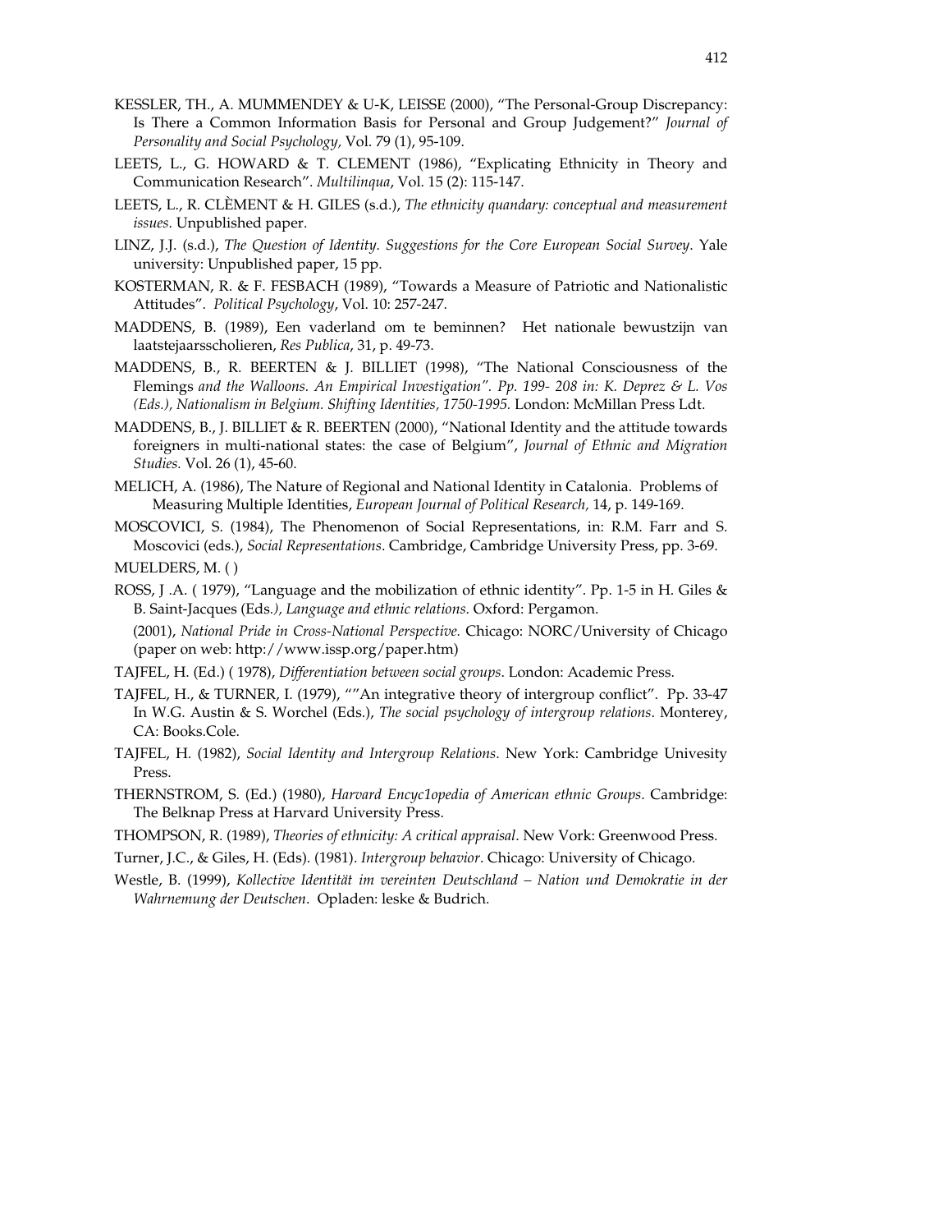KESSLER, TH., A. MUMMENDEY & U-K, LEISSE (2000), "The Personal-Group Discrepancy: Is There a Common Information Basis for Personal and Group Judgement?" *Journal of Personality and Social Psychology,* Vol. 79 (1), 95-109.

LEETS, L., G. HOWARD & T. CLEMENT (1986), "Explicating Ethnicity in Theory and Communication Research". *Multilinqua*, Vol. 15 (2): 115-147.

LEETS, L., R. CLÈMENT & H. GILES (s.d.), *The ethnicity quandary: conceptual and measurement issues*. Unpublished paper.

LINZ, J.J. (s.d.), *The Question of Identity. Suggestions for the Core European Social Survey*. Yale university: Unpublished paper, 15 pp.

KOSTERMAN, R. & F. FESBACH (1989), "Towards a Measure of Patriotic and Nationalistic Attitudes". *Political Psychology*, Vol. 10: 257-247.

MADDENS, B. (1989), Een vaderland om te beminnen? Het nationale bewustzijn van laatstejaarsscholieren, *Res Publica*, 31, p. 49-73.

MADDENS, B., R. BEERTEN & J. BILLIET (1998), "The National Consciousness of the Flemings *and the Walloons. An Empirical Investigation". Pp. 199- 208 in: K. Deprez & L. Vos (Eds.), Nationalism in Belgium. Shifting Identities, 1750-1995.* London: McMillan Press Ldt.

MADDENS, B., J. BILLIET & R. BEERTEN (2000), "National Identity and the attitude towards foreigners in multi-national states: the case of Belgium", *Journal of Ethnic and Migration Studies.* Vol. 26 (1), 45-60.

MELICH, A. (1986), The Nature of Regional and National Identity in Catalonia. Problems of Measuring Multiple Identities, *European Journal of Political Research,* 14, p. 149-169.

MOSCOVICI, S. (1984), The Phenomenon of Social Representations, in: R.M. Farr and S. Moscovici (eds.), *Social Representations*. Cambridge, Cambridge University Press, pp. 3-69.

MUELDERS, M. ( )

ROSS, J .A. ( 1979), "Language and the mobilization of ethnic identity". Pp. 1-5 in H. Giles & B. Saint-Jacques (Eds*.), Language and ethnic relations*. Oxford: Pergamon.

(2001), *National Pride in Cross-National Perspective.* Chicago: NORC/University of Chicago (paper on web: http://www.issp.org/paper.htm)

TAJFEL, H. (Ed.) ( 1978), *Differentiation between social groups*. London: Academic Press.

TAJFEL, H., & TURNER, I. (1979), ""An integrative theory of intergroup conflict". Pp. 33-47 In W.G. Austin & S. Worchel (Eds.), *The social psychology of intergroup relations.* Monterey, CA: Books.Cole.

TAJFEL, H. (1982), *Social Identity and Intergroup Relations.* New York: Cambridge Univesity Press.

THERNSTROM, S. (Ed.) (1980), *Harvard Encyc1opedia of American ethnic Groups*. Cambridge: The Belknap Press at Harvard University Press.

THOMPSON, R. (1989), *Theories of ethnicity: A critical appraisal*. New Vork: Greenwood Press.

Turner, J.C., & Giles, H. (Eds). (1981). *Intergroup behavior*. Chicago: University of Chicago.

Westle, B. (1999), *Kollective Identität im vereinten Deutschland – Nation und Demokratie in der Wahrnemung der Deutschen*. Opladen: leske & Budrich.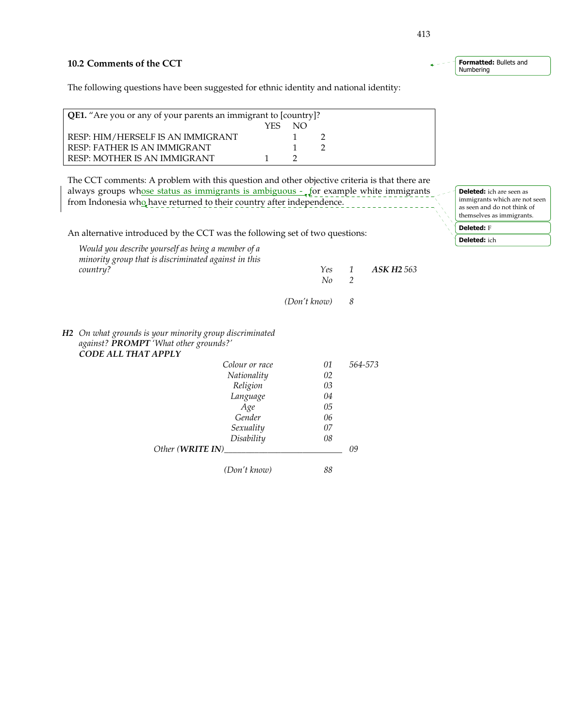## 10.2 Comments of the CCT

The following questions have been suggested for ethnic identity and national identity:

**QE1.** "Are you or any of your parents an immigrant to [country]?

| | YES | NO |
|---|---|---|
| RESP: HIM/HERSELF IS AN IMMIGRANT | 1 | 2 |
| RESP: FATHER IS AN IMMIGRANT | 1 | 2 |
| RESP: MOTHER IS AN IMMIGRANT | 1 | 2 |

The CCT comments: A problem with this question and other objective criteria is that there are always groups whose status as immigrants is ambiguous - for example white immigrants from Indonesia who have returned to their country after independence.

An alternative introduced by the CCT was the following set of two questions:

*Would you describe yourself as being a member of a minority group that is discriminated against in this country?*

| | | | |
|---|---|---|---|
| *Yes* | *1* | ***ASK H2*** | *563* |
| *No* | *2* | | |
| *(Don't know)* | *8* | | |

***H2*** *On what grounds is your minority group discriminated against?* ***PROMPT*** *'What other grounds?'* ***CODE ALL THAT APPLY***

| | | |
|---|---|---|
| *Colour or race* | *01* | *564-573* |
| *Nationality* | *02* | |
| *Religion* | *03* | |
| *Language* | *04* | |
| *Age* | *05* | |
| *Gender* | *06* | |
| *Sexuality* | *07* | |
| *Disability* | *08* | |
| *Other (**WRITE IN**)___________________________* | *09* | |
| *(Don't know)* | *88* | |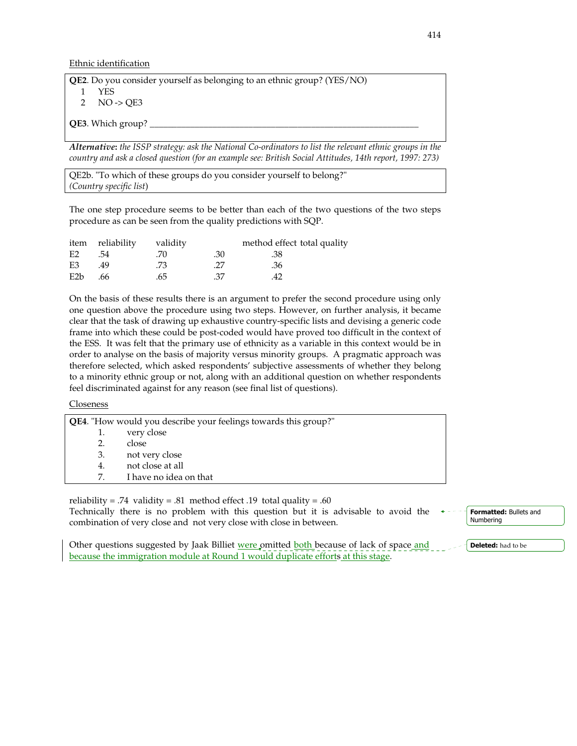Ethnic identification

**QE2**. Do you consider yourself as belonging to an ethnic group? (YES/NO)
1 YES
2 NO -> QE3

**QE3**. Which group? ___________________________________________________________

***Alternative*: *the ISSP strategy: ask the National Co-ordinators to list the relevant ethnic groups in the country and ask a closed question (for an example see: British Social Attitudes, 14th report, 1997: 273)***

QE2b. "To which of these groups do you consider yourself to belong?"
*(Country specific list)*

The one step procedure seems to be better than each of the two questions of the two steps procedure as can be seen from the quality predictions with SQP.

| item | reliability | validity | method effect | total quality |
|---|---|---|---|---|
| E2 | .54 | .70 | .30 | .38 |
| E3 | .49 | .73 | .27 | .36 |
| E2b | .66 | .65 | .37 | .42 |

On the basis of these results there is an argument to prefer the second procedure using only one question above the procedure using two steps. However, on further analysis, it became clear that the task of drawing up exhaustive country-specific lists and devising a generic code frame into which these could be post-coded would have proved too difficult in the context of the ESS. It was felt that the primary use of ethnicity as a variable in this context would be in order to analyse on the basis of majority versus minority groups. A pragmatic approach was therefore selected, which asked respondents' subjective assessments of whether they belong to a minority ethnic group or not, along with an additional question on whether respondents feel discriminated against for any reason (see final list of questions).

Closeness

**QE4**. "How would you describe your feelings towards this group?"
1. very close
2. close
3. not very close
4. not close at all
7. I have no idea on that

reliability = .74 validity = .81 method effect .19 total quality = .60
Technically there is no problem with this question but it is advisable to avoid the combination of very close and not very close with close in between.

Other questions suggested by Jaak Billiet were omitted both because of lack of space and because the immigration module at Round 1 would duplicate efforts at this stage.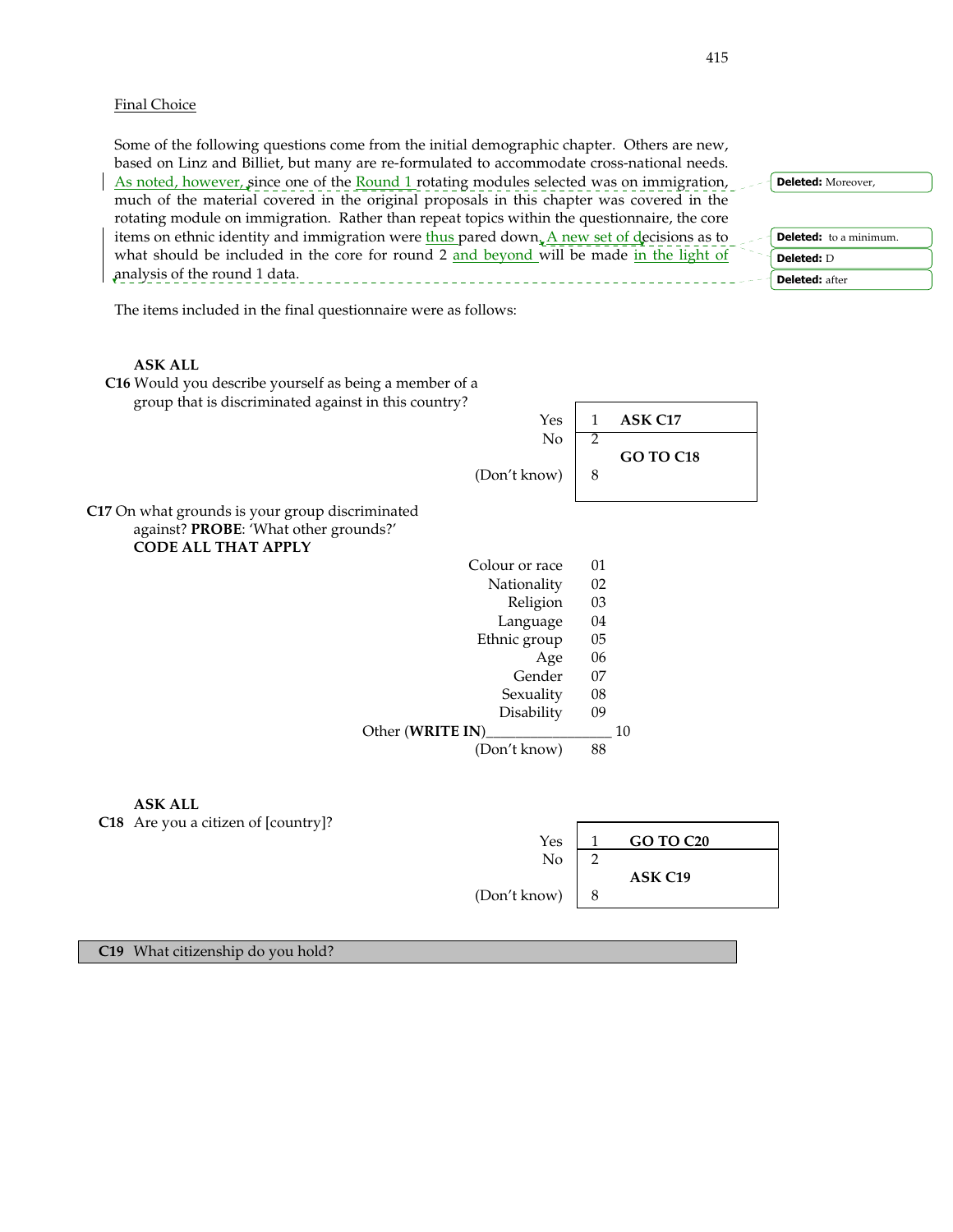Final Choice

Some of the following questions come from the initial demographic chapter. Others are new, based on Linz and Billiet, but many are re-formulated to accommodate cross-national needs. As noted, however, since one of the Round 1 rotating modules selected was on immigration, much of the material covered in the original proposals in this chapter was covered in the rotating module on immigration. Rather than repeat topics within the questionnaire, the core items on ethnic identity and immigration were thus pared down. A new set of decisions as to what should be included in the core for round 2 and beyond will be made in the light of analysis of the round 1 data.

Deleted: Moreover,

Deleted: to a minimum.

Deleted: D

Deleted: after

The items included in the final questionnaire were as follows:

**ASK ALL**

**C16** Would you describe yourself as being a member of a group that is discriminated against in this country?

| | | |
|---|---|---|
| Yes | 1 | **ASK C17** |
| No | 2 | **GO TO C18** |
| (Don't know) | 8 | |

**C17** On what grounds is your group discriminated against? **PROBE**: 'What other grounds?'
**CODE ALL THAT APPLY**

| | |
|---|---|
| Colour or race | 01 |
| Nationality | 02 |
| Religion | 03 |
| Language | 04 |
| Ethnic group | 05 |
| Age | 06 |
| Gender | 07 |
| Sexuality | 08 |
| Disability | 09 |
| Other (**WRITE IN**)________________ | 10 |
| (Don't know) | 88 |

**ASK ALL**

**C18** Are you a citizen of [country]?

| | | |
|---|---|---|
| Yes | 1 | **GO TO C20** |
| No | 2 | **ASK C19** |
| (Don't know) | 8 | |

**C19** What citizenship do you hold?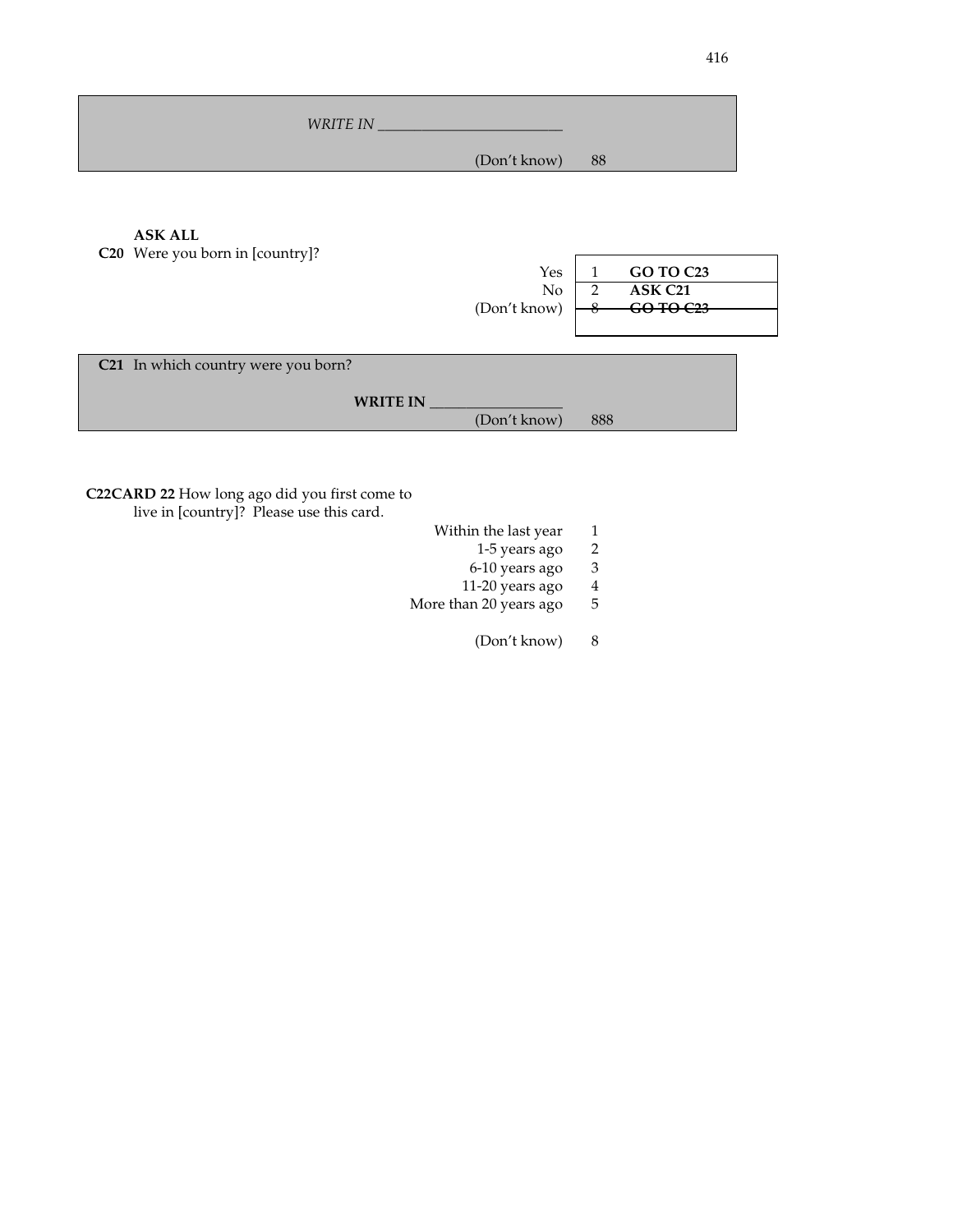*WRITE IN* ___________________________

| | |
|---|---|
| (Don't know) | 88 |

**ASK ALL**

**C20** Were you born in [country]?

| | | |
|---|---|---|
| Yes | 1 | **GO TO C23** |
| No | 2 | **ASK C21** |
| (Don't know) | ~~8~~ | ~~**GO TO C23**~~ |

**C21** In which country were you born?

**WRITE IN** ___________________

| | |
|---|---|
| (Don't know) | 888 |

**C22CARD 22** How long ago did you first come to live in [country]? Please use this card.

| | |
|---|---|
| Within the last year | 1 |
| 1-5 years ago | 2 |
| 6-10 years ago | 3 |
| 11-20 years ago | 4 |
| More than 20 years ago | 5 |
| (Don't know) | 8 |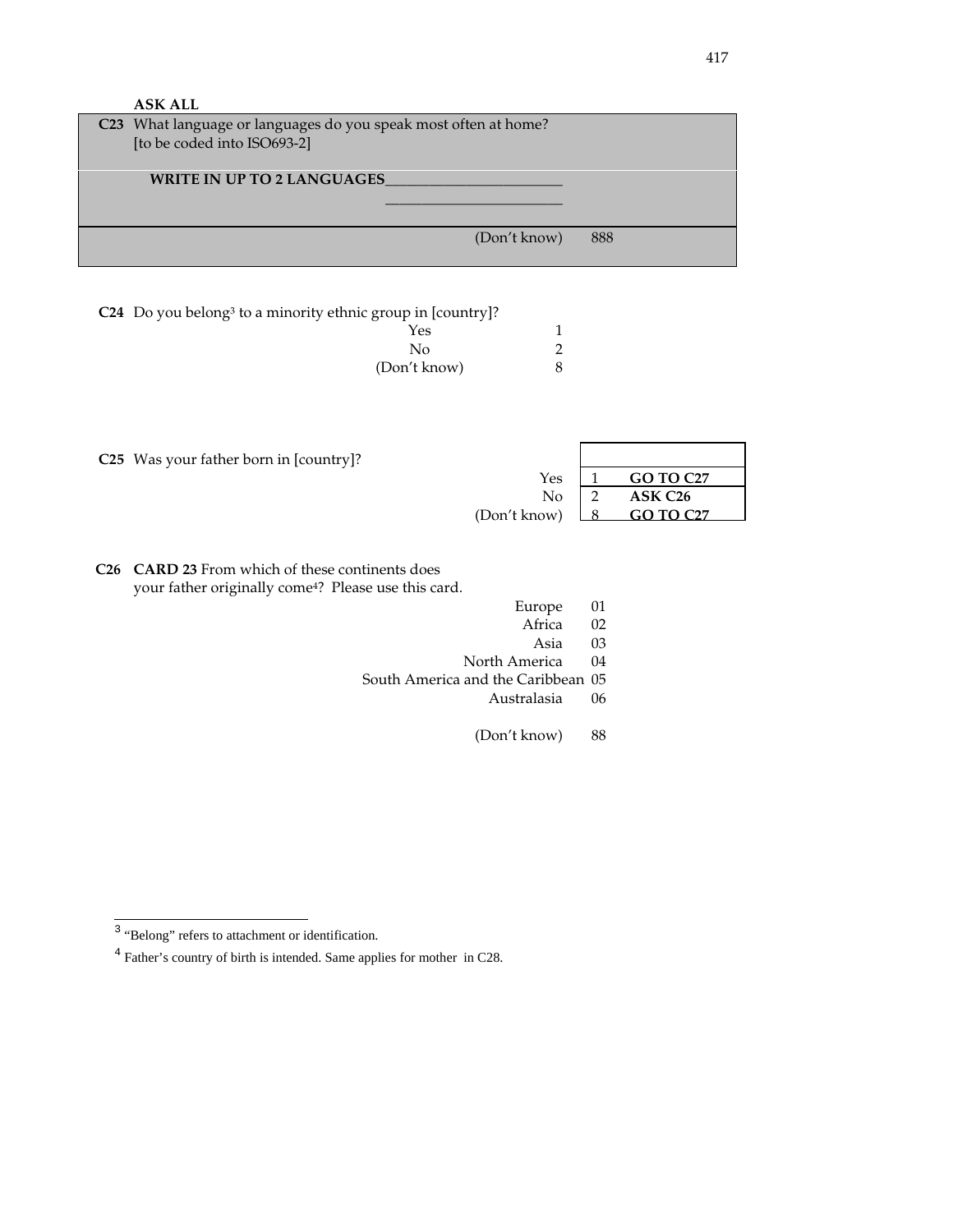**ASK ALL**

**C23** What language or languages do you speak most often at home?
[to be coded into ISO693-2]

**WRITE IN UP TO 2 LANGUAGES**________________________

________________________

| | |
|---|---|
| (Don't know) | 888 |

**C24** Do you belong[3] to a minority ethnic group in [country]?

| | |
|---|---|
| Yes | 1 |
| No | 2 |
| (Don't know) | 8 |

**C25** Was your father born in [country]?

| | | |
|---|---|---|
| Yes | 1 | **GO TO C27** |
| No | 2 | **ASK C26** |
| (Don't know) | 8 | **GO TO C27** |

**C26** **CARD 23** From which of these continents does your father originally come[4]? Please use this card.

| | |
|---|---|
| Europe | 01 |
| Africa | 02 |
| Asia | 03 |
| North America | 04 |
| South America and the Caribbean | 05 |
| Australasia | 06 |
| (Don't know) | 88 |

---

[3] "Belong" refers to attachment or identification.

[4] Father's country of birth is intended. Same applies for mother in C28.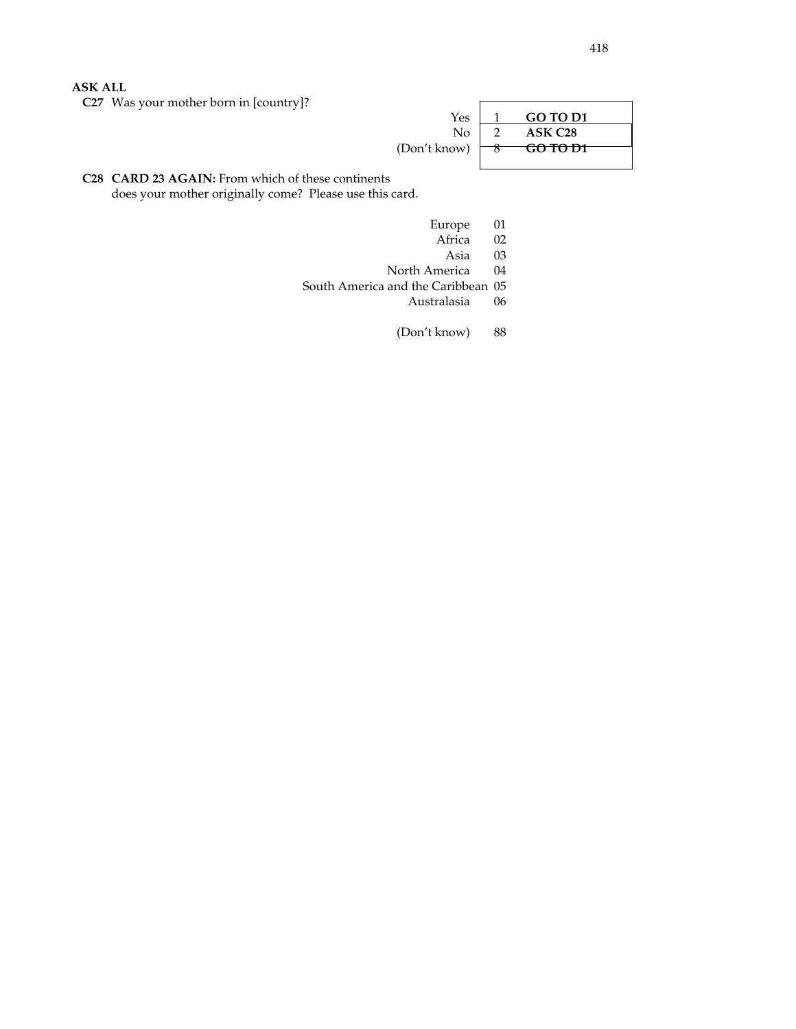**ASK ALL**

**C27** Was your mother born in [country]?

| | | |
|---|---|---|
| Yes | 1 | **GO TO D1** |
| No | 2 | **ASK C28** |
| (Don't know) | 8 | **GO TO D1** |

**C28** **CARD 23 AGAIN:** From which of these continents does your mother originally come? Please use this card.

| | |
|---|---|
| Europe | 01 |
| Africa | 02 |
| Asia | 03 |
| North America | 04 |
| South America and the Caribbean | 05 |
| Australasia | 06 |
| (Don't know) | 88 |